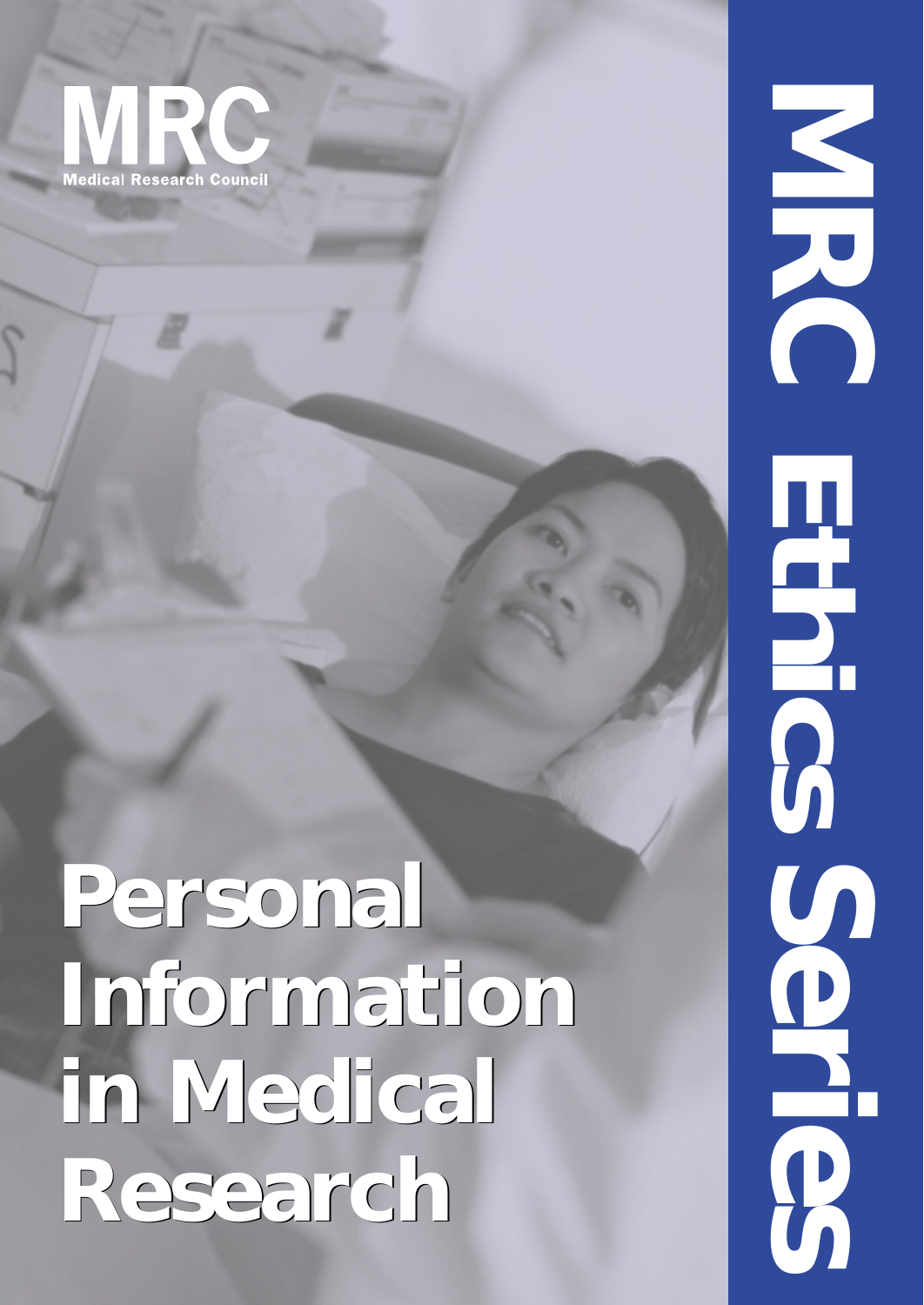MRC

Medical Research Council

# Personal Information in Medical Research

MRC Ethics Series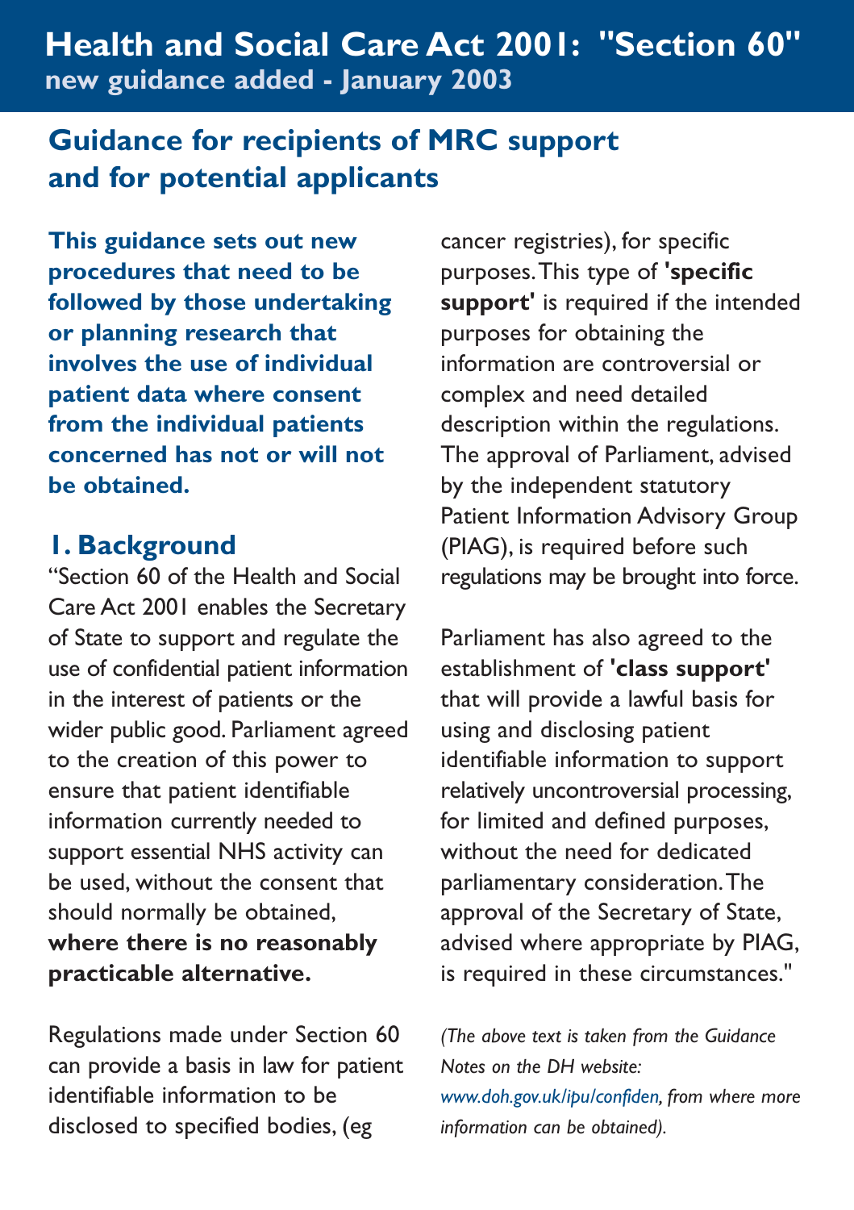# Health and Social Care Act 2001: "Section 60"

**new guidance added - January 2003**

## Guidance for recipients of MRC support and for potential applicants

**This guidance sets out new procedures that need to be followed by those undertaking or planning research that involves the use of individual patient data where consent from the individual patients concerned has not or will not be obtained.**

### 1. Background

"Section 60 of the Health and Social Care Act 2001 enables the Secretary of State to support and regulate the use of confidential patient information in the interest of patients or the wider public good. Parliament agreed to the creation of this power to ensure that patient identifiable information currently needed to support essential NHS activity can be used, without the consent that should normally be obtained, **where there is no reasonably practicable alternative.**

Regulations made under Section 60 can provide a basis in law for patient identifiable information to be disclosed to specified bodies, (eg cancer registries), for specific purposes. This type of **'specific support'** is required if the intended purposes for obtaining the information are controversial or complex and need detailed description within the regulations. The approval of Parliament, advised by the independent statutory Patient Information Advisory Group (PIAG), is required before such regulations may be brought into force.

Parliament has also agreed to the establishment of **'class support'** that will provide a lawful basis for using and disclosing patient identifiable information to support relatively uncontroversial processing, for limited and defined purposes, without the need for dedicated parliamentary consideration. The approval of the Secretary of State, advised where appropriate by PIAG, is required in these circumstances."

*(The above text is taken from the Guidance Notes on the DH website: www.doh.gov.uk/ipu/confiden, from where more information can be obtained).*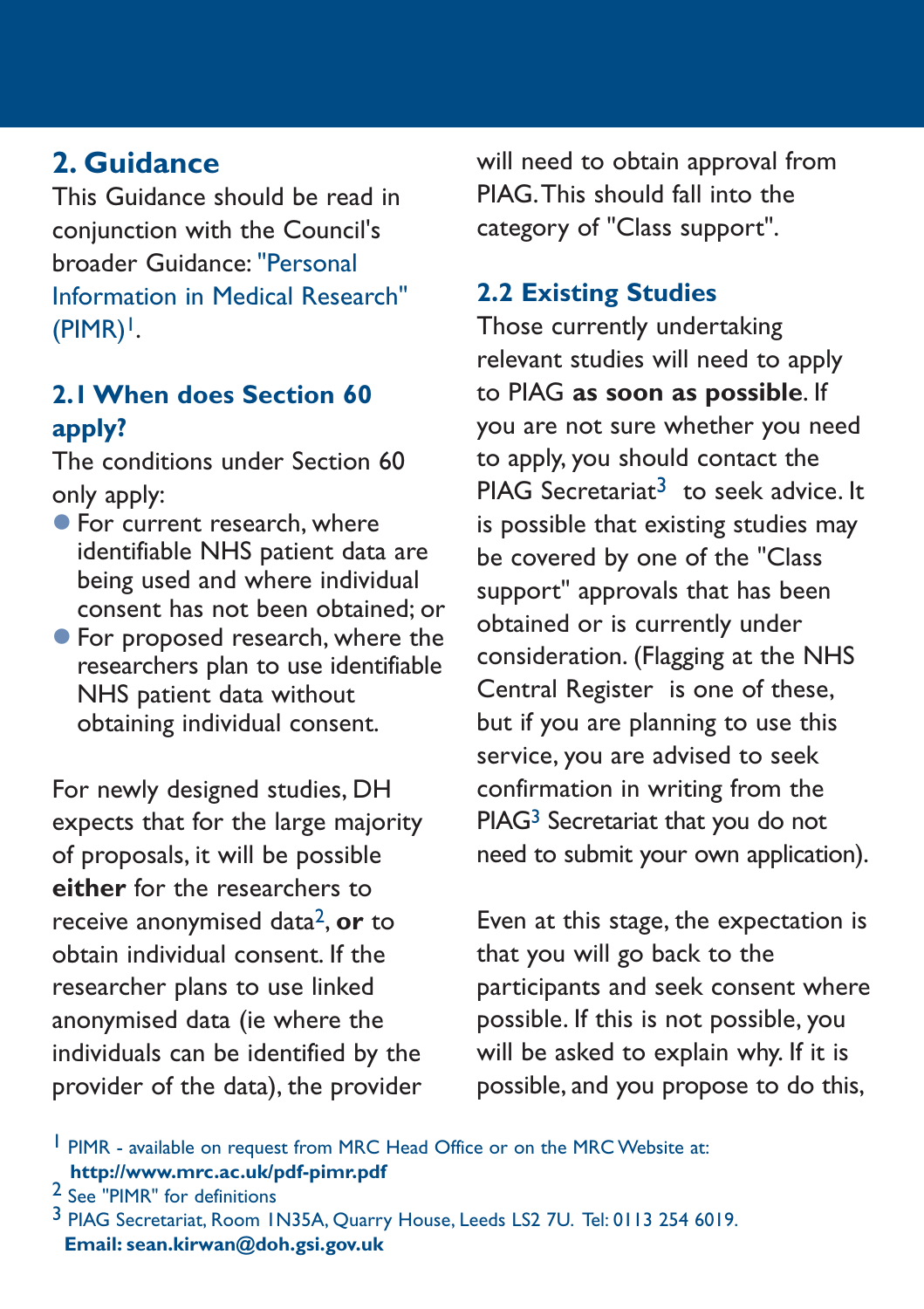## 2. Guidance

This Guidance should be read in conjunction with the Council's broader Guidance: "Personal Information in Medical Research" (PIMR)[1].

### 2.1 When does Section 60 apply?

The conditions under Section 60 only apply:

- For current research, where identifiable NHS patient data are being used and where individual consent has not been obtained; or
- For proposed research, where the researchers plan to use identifiable NHS patient data without obtaining individual consent.

For newly designed studies, DH expects that for the large majority of proposals, it will be possible **either** for the researchers to receive anonymised data[2], **or** to obtain individual consent. If the researcher plans to use linked anonymised data (ie where the individuals can be identified by the provider of the data), the provider will need to obtain approval from PIAG. This should fall into the category of "Class support".

### 2.2 Existing Studies

Those currently undertaking relevant studies will need to apply to PIAG **as soon as possible**. If you are not sure whether you need to apply, you should contact the PIAG Secretariat[3] to seek advice. It is possible that existing studies may be covered by one of the "Class support" approvals that has been obtained or is currently under consideration. (Flagging at the NHS Central Register is one of these, but if you are planning to use this service, you are advised to seek confirmation in writing from the PIAG[3] Secretariat that you do not need to submit your own application).

Even at this stage, the expectation is that you will go back to the participants and seek consent where possible. If this is not possible, you will be asked to explain why. If it is possible, and you propose to do this,

[1] PIMR - available on request from MRC Head Office or on the MRC Website at: **http://www.mrc.ac.uk/pdf-pimr.pdf**

[2] See "PIMR" for definitions

[3] PIAG Secretariat, Room 1N35A, Quarry House, Leeds LS2 7U. Tel: 0113 254 6019. **Email: sean.kirwan@doh.gsi.gov.uk**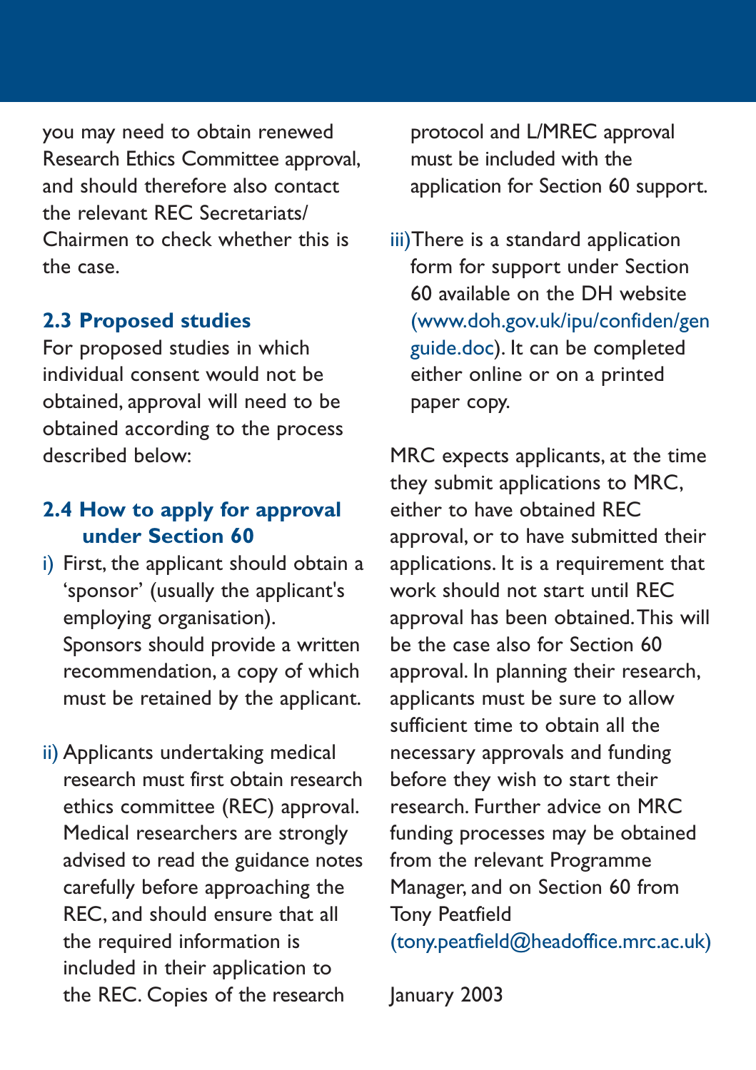you may need to obtain renewed Research Ethics Committee approval, and should therefore also contact the relevant REC Secretariats/ Chairmen to check whether this is the case.

### 2.3 Proposed studies

For proposed studies in which individual consent would not be obtained, approval will need to be obtained according to the process described below:

### 2.4 How to apply for approval under Section 60

i) First, the applicant should obtain a ‘sponsor’ (usually the applicant's employing organisation). Sponsors should provide a written recommendation, a copy of which must be retained by the applicant.

ii) Applicants undertaking medical research must first obtain research ethics committee (REC) approval. Medical researchers are strongly advised to read the guidance notes carefully before approaching the REC, and should ensure that all the required information is included in their application to the REC. Copies of the research protocol and L/MREC approval must be included with the application for Section 60 support.

iii) There is a standard application form for support under Section 60 available on the DH website (www.doh.gov.uk/ipu/confiden/genguide.doc). It can be completed either online or on a printed paper copy.

MRC expects applicants, at the time they submit applications to MRC, either to have obtained REC approval, or to have submitted their applications. It is a requirement that work should not start until REC approval has been obtained. This will be the case also for Section 60 approval. In planning their research, applicants must be sure to allow sufficient time to obtain all the necessary approvals and funding before they wish to start their research. Further advice on MRC funding processes may be obtained from the relevant Programme Manager, and on Section 60 from Tony Peatfield (tony.peatfield@headoffice.mrc.ac.uk)

January 2003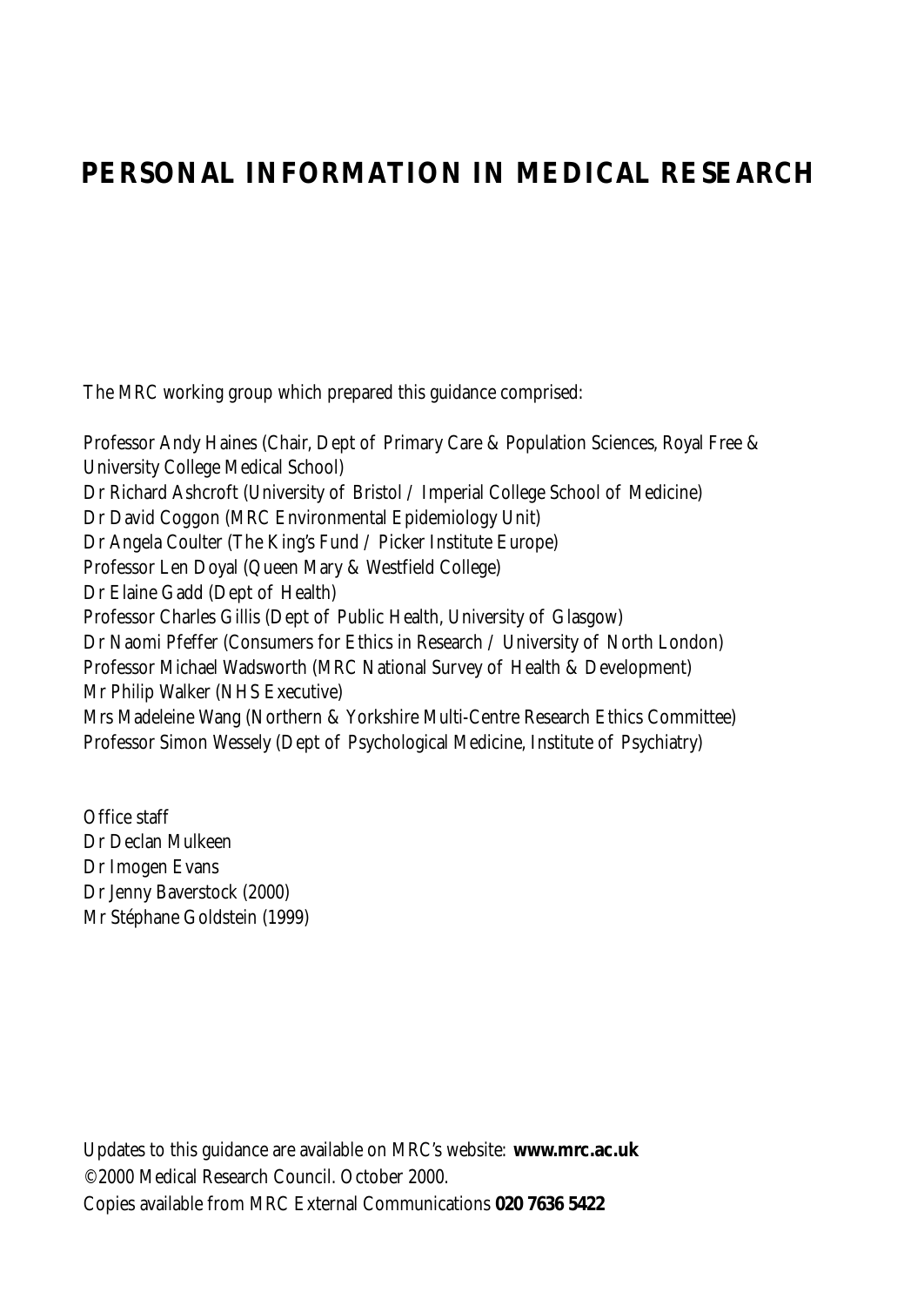# PERSONAL INFORMATION IN MEDICAL RESEARCH

The MRC working group which prepared this guidance comprised:

Professor Andy Haines (Chair, Dept of Primary Care & Population Sciences, Royal Free & University College Medical School)
Dr Richard Ashcroft (University of Bristol / Imperial College School of Medicine)
Dr David Coggon (MRC Environmental Epidemiology Unit)
Dr Angela Coulter (The King's Fund / Picker Institute Europe)
Professor Len Doyal (Queen Mary & Westfield College)
Dr Elaine Gadd (Dept of Health)
Professor Charles Gillis (Dept of Public Health, University of Glasgow)
Dr Naomi Pfeffer (Consumers for Ethics in Research / University of North London)
Professor Michael Wadsworth (MRC National Survey of Health & Development)
Mr Philip Walker (NHS Executive)
Mrs Madeleine Wang (Northern & Yorkshire Multi-Centre Research Ethics Committee)
Professor Simon Wessely (Dept of Psychological Medicine, Institute of Psychiatry)

Office staff
Dr Declan Mulkeen
Dr Imogen Evans
Dr Jenny Baverstock (2000)
Mr Stéphane Goldstein (1999)

Updates to this guidance are available on MRC's website: **www.mrc.ac.uk**
©2000 Medical Research Council. October 2000.
Copies available from MRC External Communications **020 7636 5422**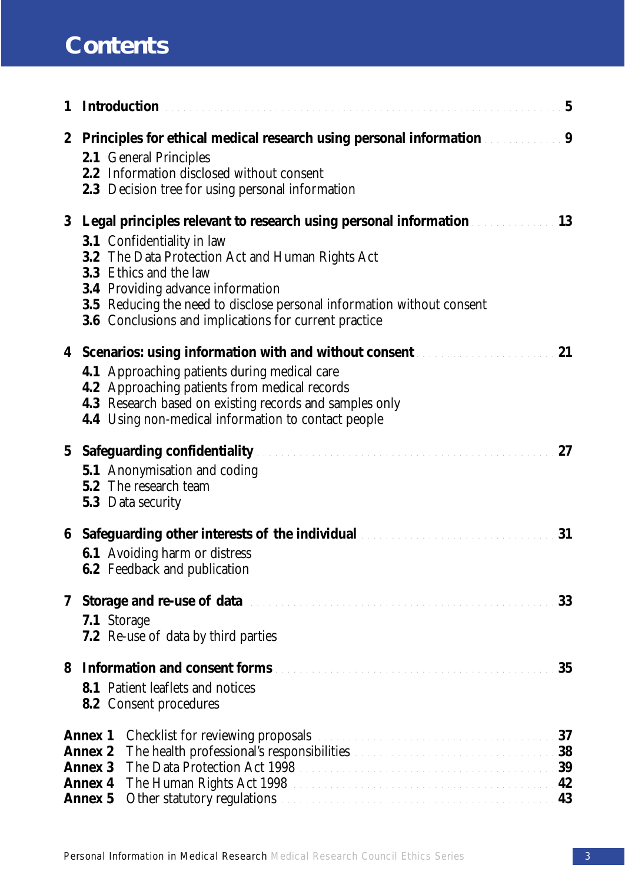# Contents

**1 Introduction** ... 5

**2 Principles for ethical medical research using personal information** ... 9

- **2.1** General Principles
- **2.2** Information disclosed without consent
- **2.3** Decision tree for using personal information

**3 Legal principles relevant to research using personal information** ... 13

- **3.1** Confidentiality in law
- **3.2** The Data Protection Act and Human Rights Act
- **3.3** Ethics and the law
- **3.4** Providing advance information
- **3.5** Reducing the need to disclose personal information without consent
- **3.6** Conclusions and implications for current practice

**4 Scenarios: using information with and without consent** ... 21

- **4.1** Approaching patients during medical care
- **4.2** Approaching patients from medical records
- **4.3** Research based on existing records and samples only
- **4.4** Using non-medical information to contact people

**5 Safeguarding confidentiality** ... 27

- **5.1** Anonymisation and coding
- **5.2** The research team
- **5.3** Data security

**6 Safeguarding other interests of the individual** ... 31

- **6.1** Avoiding harm or distress
- **6.2** Feedback and publication

**7 Storage and re-use of data** ... 33

- **7.1** Storage
- **7.2** Re-use of data by third parties

**8 Information and consent forms** ... 35

- **8.1** Patient leaflets and notices
- **8.2** Consent procedures

**Annex 1** Checklist for reviewing proposals ... 37

**Annex 2** The health professional's responsibilities ... 38

**Annex 3** The Data Protection Act 1998 ... 39

**Annex 4** The Human Rights Act 1998 ... 42

**Annex 5** Other statutory regulations ... 43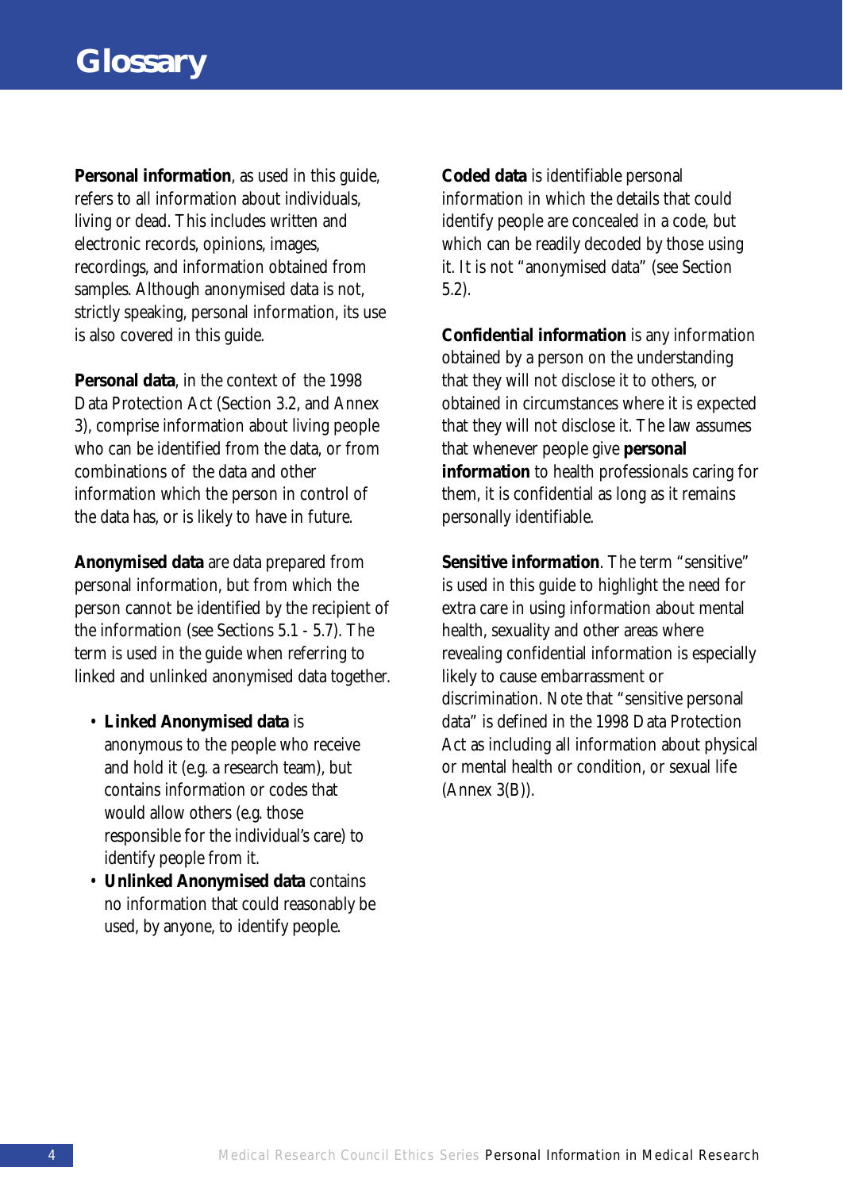# Glossary

**Personal information**, as used in this guide, refers to all information about individuals, living or dead. This includes written and electronic records, opinions, images, recordings, and information obtained from samples. Although anonymised data is not, strictly speaking, personal information, its use is also covered in this guide.

**Personal data**, in the context of the 1998 Data Protection Act (Section 3.2, and Annex 3), comprise information about living people who can be identified from the data, or from combinations of the data and other information which the person in control of the data has, or is likely to have in future.

**Anonymised data** are data prepared from personal information, but from which the person cannot be identified by the recipient of the information (see Sections 5.1 - 5.7). The term is used in the guide when referring to linked and unlinked anonymised data together.

- **Linked Anonymised data** is anonymous to the people who receive and hold it (e.g. a research team), but contains information or codes that would allow others (e.g. those responsible for the individual's care) to identify people from it.
- **Unlinked Anonymised data** contains no information that could reasonably be used, by anyone, to identify people.

**Coded data** is identifiable personal information in which the details that could identify people are concealed in a code, but which can be readily decoded by those using it. It is not "anonymised data" (see Section 5.2).

**Confidential information** is any information obtained by a person on the understanding that they will not disclose it to others, or obtained in circumstances where it is expected that they will not disclose it. The law assumes that whenever people give **personal information** to health professionals caring for them, it is confidential as long as it remains personally identifiable.

**Sensitive information**. The term "sensitive" is used in this guide to highlight the need for extra care in using information about mental health, sexuality and other areas where revealing confidential information is especially likely to cause embarrassment or discrimination. Note that "sensitive personal data" is defined in the 1998 Data Protection Act as including all information about physical or mental health or condition, or sexual life (Annex 3(B)).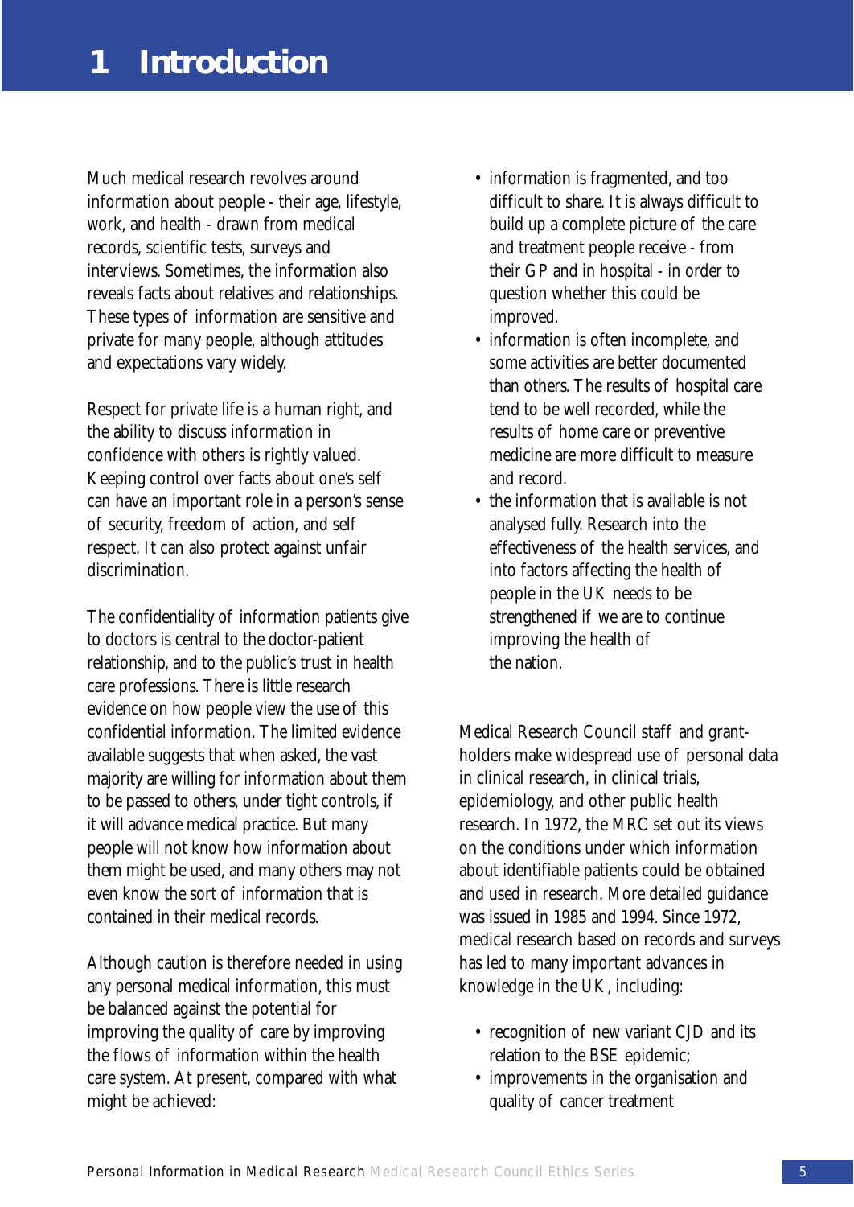# 1 Introduction

Much medical research revolves around information about people - their age, lifestyle, work, and health - drawn from medical records, scientific tests, surveys and interviews. Sometimes, the information also reveals facts about relatives and relationships. These types of information are sensitive and private for many people, although attitudes and expectations vary widely.

Respect for private life is a human right, and the ability to discuss information in confidence with others is rightly valued. Keeping control over facts about one's self can have an important role in a person's sense of security, freedom of action, and self respect. It can also protect against unfair discrimination.

The confidentiality of information patients give to doctors is central to the doctor-patient relationship, and to the public's trust in health care professions. There is little research evidence on how people view the use of this confidential information. The limited evidence available suggests that when asked, the vast majority are willing for information about them to be passed to others, under tight controls, if it will advance medical practice. But many people will not know how information about them might be used, and many others may not even know the sort of information that is contained in their medical records.

Although caution is therefore needed in using any personal medical information, this must be balanced against the potential for improving the quality of care by improving the flows of information within the health care system. At present, compared with what might be achieved:

- information is fragmented, and too difficult to share. It is always difficult to build up a complete picture of the care and treatment people receive - from their GP and in hospital - in order to question whether this could be improved.
- information is often incomplete, and some activities are better documented than others. The results of hospital care tend to be well recorded, while the results of home care or preventive medicine are more difficult to measure and record.
- the information that is available is not analysed fully. Research into the effectiveness of the health services, and into factors affecting the health of people in the UK needs to be strengthened if we are to continue improving the health of the nation.

Medical Research Council staff and grant-holders make widespread use of personal data in clinical research, in clinical trials, epidemiology, and other public health research. In 1972, the MRC set out its views on the conditions under which information about identifiable patients could be obtained and used in research. More detailed guidance was issued in 1985 and 1994. Since 1972, medical research based on records and surveys has led to many important advances in knowledge in the UK, including:

- recognition of new variant CJD and its relation to the BSE epidemic;
- improvements in the organisation and quality of cancer treatment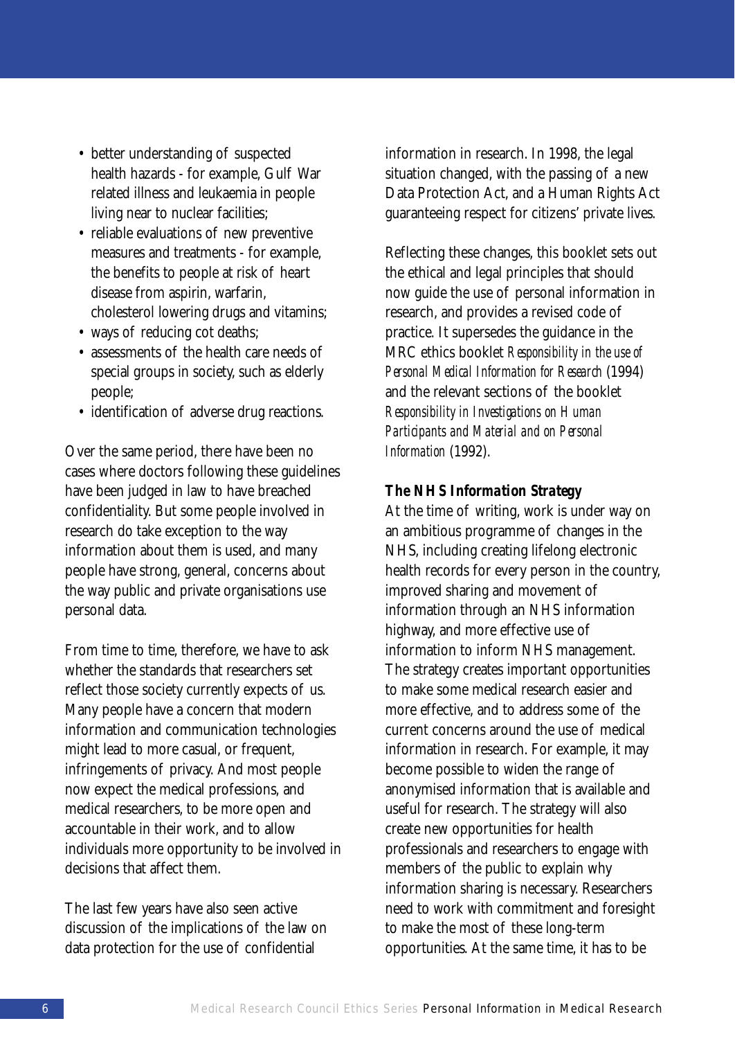- better understanding of suspected health hazards - for example, Gulf War related illness and leukaemia in people living near to nuclear facilities;
- reliable evaluations of new preventive measures and treatments - for example, the benefits to people at risk of heart disease from aspirin, warfarin, cholesterol lowering drugs and vitamins;
- ways of reducing cot deaths;
- assessments of the health care needs of special groups in society, such as elderly people;
- identification of adverse drug reactions.

Over the same period, there have been no cases where doctors following these guidelines have been judged in law to have breached confidentiality. But some people involved in research do take exception to the way information about them is used, and many people have strong, general, concerns about the way public and private organisations use personal data.

From time to time, therefore, we have to ask whether the standards that researchers set reflect those society currently expects of us. Many people have a concern that modern information and communication technologies might lead to more casual, or frequent, infringements of privacy. And most people now expect the medical professions, and medical researchers, to be more open and accountable in their work, and to allow individuals more opportunity to be involved in decisions that affect them.

The last few years have also seen active discussion of the implications of the law on data protection for the use of confidential information in research. In 1998, the legal situation changed, with the passing of a new Data Protection Act, and a Human Rights Act guaranteeing respect for citizens' private lives.

Reflecting these changes, this booklet sets out the ethical and legal principles that should now guide the use of personal information in research, and provides a revised code of practice. It supersedes the guidance in the MRC ethics booklet *Responsibility in the use of Personal Medical Information for Research* (1994) and the relevant sections of the booklet *Responsibility in Investigations on Human Participants and Material and on Personal Information* (1992).

**The NHS Information Strategy**

At the time of writing, work is under way on an ambitious programme of changes in the NHS, including creating lifelong electronic health records for every person in the country, improved sharing and movement of information through an NHS information highway, and more effective use of information to inform NHS management. The strategy creates important opportunities to make some medical research easier and more effective, and to address some of the current concerns around the use of medical information in research. For example, it may become possible to widen the range of anonymised information that is available and useful for research. The strategy will also create new opportunities for health professionals and researchers to engage with members of the public to explain why information sharing is necessary. Researchers need to work with commitment and foresight to make the most of these long-term opportunities. At the same time, it has to be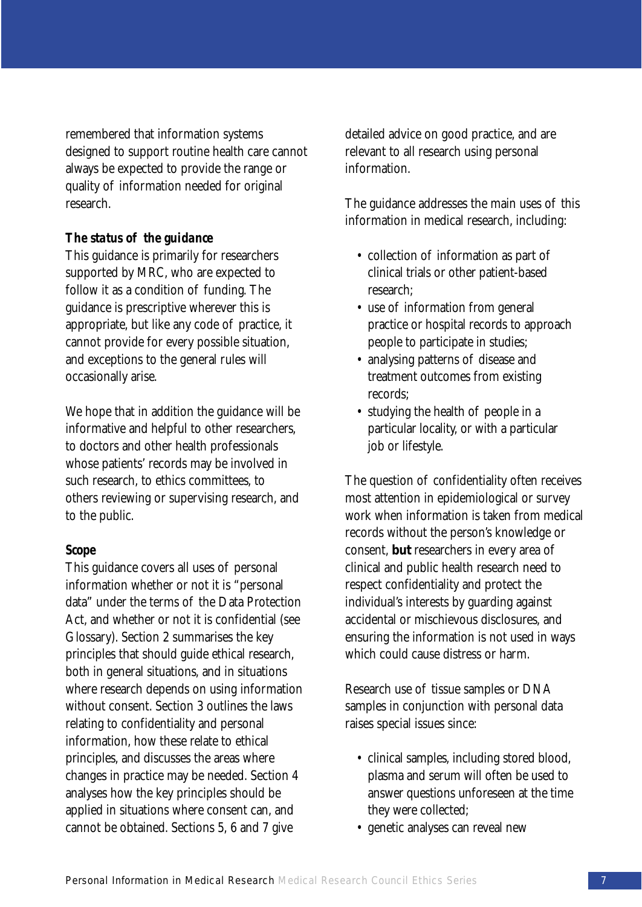remembered that information systems designed to support routine health care cannot always be expected to provide the range or quality of information needed for original research.

***The status of the guidance***

This guidance is primarily for researchers supported by MRC, who are expected to follow it as a condition of funding. The guidance is prescriptive wherever this is appropriate, but like any code of practice, it cannot provide for every possible situation, and exceptions to the general rules will occasionally arise.

We hope that in addition the guidance will be informative and helpful to other researchers, to doctors and other health professionals whose patients' records may be involved in such research, to ethics committees, to others reviewing or supervising research, and to the public.

**Scope**

This guidance covers all uses of personal information whether or not it is "personal data" under the terms of the Data Protection Act, and whether or not it is confidential (see Glossary). Section 2 summarises the key principles that should guide ethical research, both in general situations, and in situations where research depends on using information without consent. Section 3 outlines the laws relating to confidentiality and personal information, how these relate to ethical principles, and discusses the areas where changes in practice may be needed. Section 4 analyses how the key principles should be applied in situations where consent can, and cannot be obtained. Sections 5, 6 and 7 give detailed advice on good practice, and are relevant to all research using personal information.

The guidance addresses the main uses of this information in medical research, including:

- collection of information as part of clinical trials or other patient-based research;
- use of information from general practice or hospital records to approach people to participate in studies;
- analysing patterns of disease and treatment outcomes from existing records;
- studying the health of people in a particular locality, or with a particular job or lifestyle.

The question of confidentiality often receives most attention in epidemiological or survey work when information is taken from medical records without the person's knowledge or consent, **but** researchers in every area of clinical and public health research need to respect confidentiality and protect the individual's interests by guarding against accidental or mischievous disclosures, and ensuring the information is not used in ways which could cause distress or harm.

Research use of tissue samples or DNA samples in conjunction with personal data raises special issues since:

- clinical samples, including stored blood, plasma and serum will often be used to answer questions unforeseen at the time they were collected;
- genetic analyses can reveal new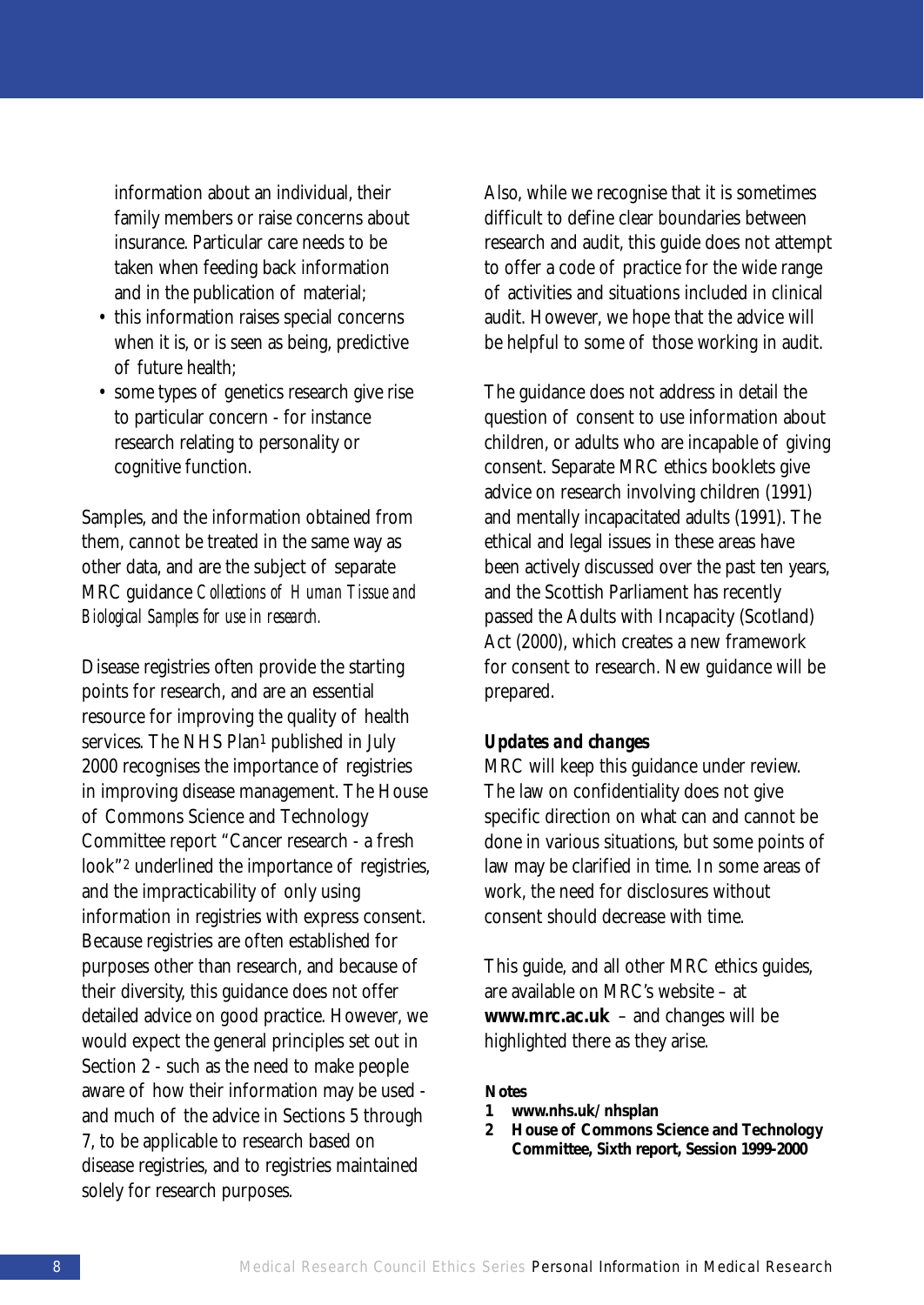information about an individual, their family members or raise concerns about insurance. Particular care needs to be taken when feeding back information and in the publication of material;
- this information raises special concerns when it is, or is seen as being, predictive of future health;
- some types of genetics research give rise to particular concern - for instance research relating to personality or cognitive function.

Samples, and the information obtained from them, cannot be treated in the same way as other data, and are the subject of separate MRC guidance *Collections of Human Tissue and Biological Samples for use in research.*

Disease registries often provide the starting points for research, and are an essential resource for improving the quality of health services. The NHS Plan[1] published in July 2000 recognises the importance of registries in improving disease management. The House of Commons Science and Technology Committee report "Cancer research - a fresh look"[2] underlined the importance of registries, and the impracticability of only using information in registries with express consent. Because registries are often established for purposes other than research, and because of their diversity, this guidance does not offer detailed advice on good practice. However, we would expect the general principles set out in Section 2 - such as the need to make people aware of how their information may be used - and much of the advice in Sections 5 through 7, to be applicable to research based on disease registries, and to registries maintained solely for research purposes.

Also, while we recognise that it is sometimes difficult to define clear boundaries between research and audit, this guide does not attempt to offer a code of practice for the wide range of activities and situations included in clinical audit. However, we hope that the advice will be helpful to some of those working in audit.

The guidance does not address in detail the question of consent to use information about children, or adults who are incapable of giving consent. Separate MRC ethics booklets give advice on research involving children (1991) and mentally incapacitated adults (1991). The ethical and legal issues in these areas have been actively discussed over the past ten years, and the Scottish Parliament has recently passed the Adults with Incapacity (Scotland) Act (2000), which creates a new framework for consent to research. New guidance will be prepared.

***Updates and changes***

MRC will keep this guidance under review. The law on confidentiality does not give specific direction on what can and cannot be done in various situations, but some points of law may be clarified in time. In some areas of work, the need for disclosures without consent should decrease with time.

This guide, and all other MRC ethics guides, are available on MRC's website – at **www.mrc.ac.uk** – and changes will be highlighted there as they arise.

**Notes**

1. **www.nhs.uk/nhsplan**
2. **House of Commons Science and Technology Committee, Sixth report, Session 1999-2000**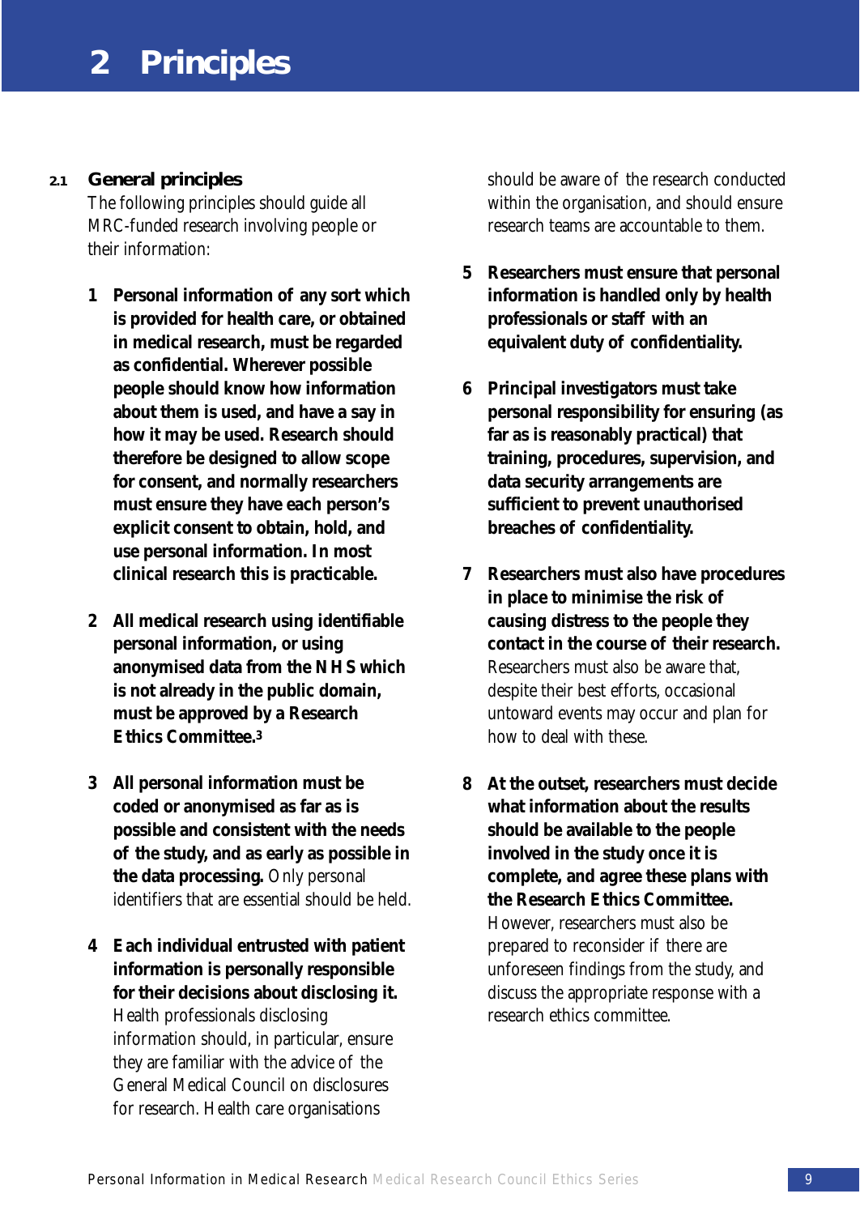# 2 Principles

### 2.1 General principles

The following principles should guide all MRC-funded research involving people or their information:

1. **Personal information of any sort which is provided for health care, or obtained in medical research, must be regarded as confidential. Wherever possible people should know how information about them is used, and have a say in how it may be used. Research should therefore be designed to allow scope for consent, and normally researchers must ensure they have each person's explicit consent to obtain, hold, and use personal information. In most clinical research this is practicable.**

2. **All medical research using identifiable personal information, or using anonymised data from the NHS which is not already in the public domain, must be approved by a Research Ethics Committee.**[3]

3. **All personal information must be coded or anonymised as far as is possible and consistent with the needs of the study, and as early as possible in the data processing.** Only personal identifiers that are essential should be held.

4. **Each individual entrusted with patient information is personally responsible for their decisions about disclosing it.** Health professionals disclosing information should, in particular, ensure they are familiar with the advice of the General Medical Council on disclosures for research. Health care organisations should be aware of the research conducted within the organisation, and should ensure research teams are accountable to them.

5. **Researchers must ensure that personal information is handled only by health professionals or staff with an equivalent duty of confidentiality.**

6. **Principal investigators must take personal responsibility for ensuring (as far as is reasonably practical) that training, procedures, supervision, and data security arrangements are sufficient to prevent unauthorised breaches of confidentiality.**

7. **Researchers must also have procedures in place to minimise the risk of causing distress to the people they contact in the course of their research.** Researchers must also be aware that, despite their best efforts, occasional untoward events may occur and plan for how to deal with these.

8. **At the outset, researchers must decide what information about the results should be available to the people involved in the study once it is complete, and agree these plans with the Research Ethics Committee.** However, researchers must also be prepared to reconsider if there are unforeseen findings from the study, and discuss the appropriate response with a research ethics committee.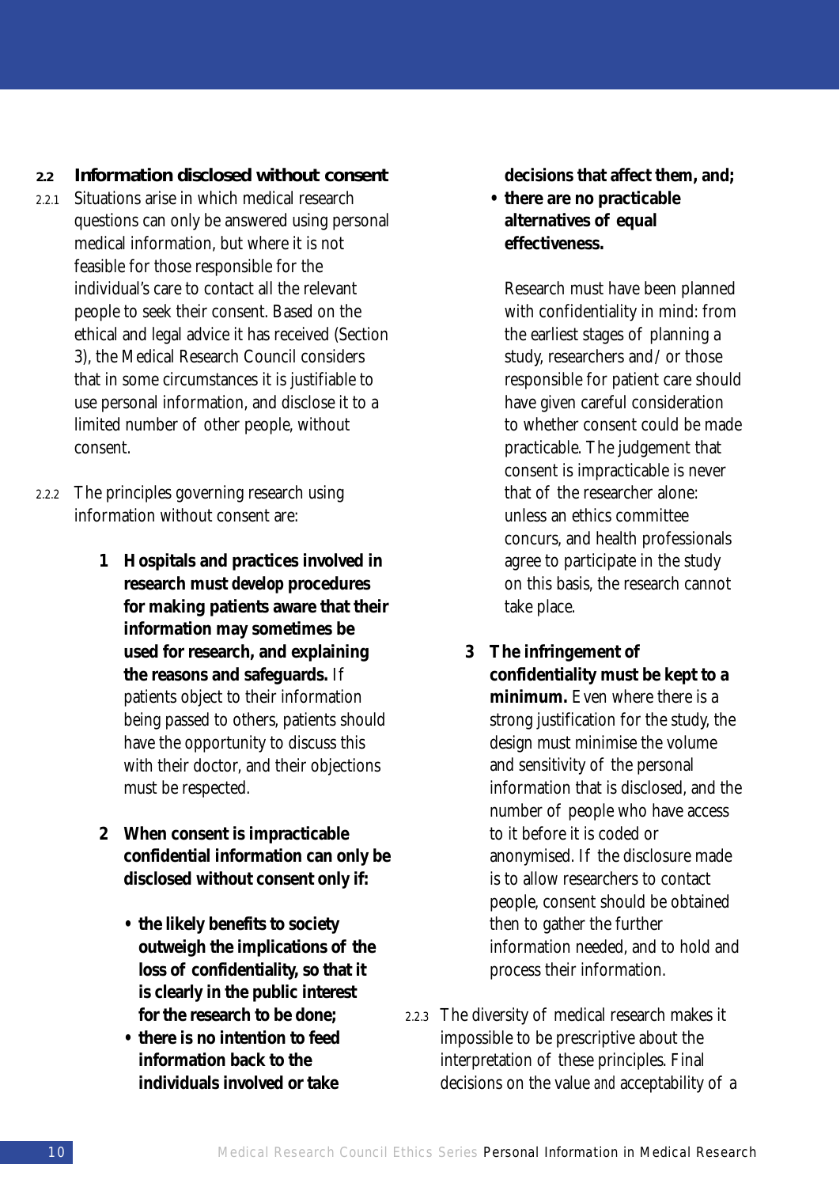## 2.2 Information disclosed without consent

2.2.1 Situations arise in which medical research questions can only be answered using personal medical information, but where it is not feasible for those responsible for the individual's care to contact all the relevant people to seek their consent. Based on the ethical and legal advice it has received (Section 3), the Medical Research Council considers that in some circumstances it is justifiable to use personal information, and disclose it to a limited number of other people, without consent.

2.2.2 The principles governing research using information without consent are:

1. **Hospitals and practices involved in research must develop procedures for making patients aware that their information may sometimes be used for research, and explaining the reasons and safeguards.** If patients object to their information being passed to others, patients should have the opportunity to discuss this with their doctor, and their objections must be respected.

2. **When consent is impracticable confidential information can only be disclosed without consent only if:**

   - **the likely benefits to society outweigh the implications of the loss of confidentiality, so that it is clearly in the public interest for the research to be done;**
   - **there is no intention to feed information back to the individuals involved or take decisions that affect them, and;**
   - **there are no practicable alternatives of equal effectiveness.**

   Research must have been planned with confidentiality in mind: from the earliest stages of planning a study, researchers and/or those responsible for patient care should have given careful consideration to whether consent could be made practicable. The judgement that consent is impracticable is never that of the researcher alone: unless an ethics committee concurs, and health professionals agree to participate in the study on this basis, the research cannot take place.

3. **The infringement of confidentiality must be kept to a minimum.** Even where there is a strong justification for the study, the design must minimise the volume and sensitivity of the personal information that is disclosed, and the number of people who have access to it before it is coded or anonymised. If the disclosure made is to allow researchers to contact people, consent should be obtained then to gather the further information needed, and to hold and process their information.

2.2.3 The diversity of medical research makes it impossible to be prescriptive about the interpretation of these principles. Final decisions on the value *and* acceptability of a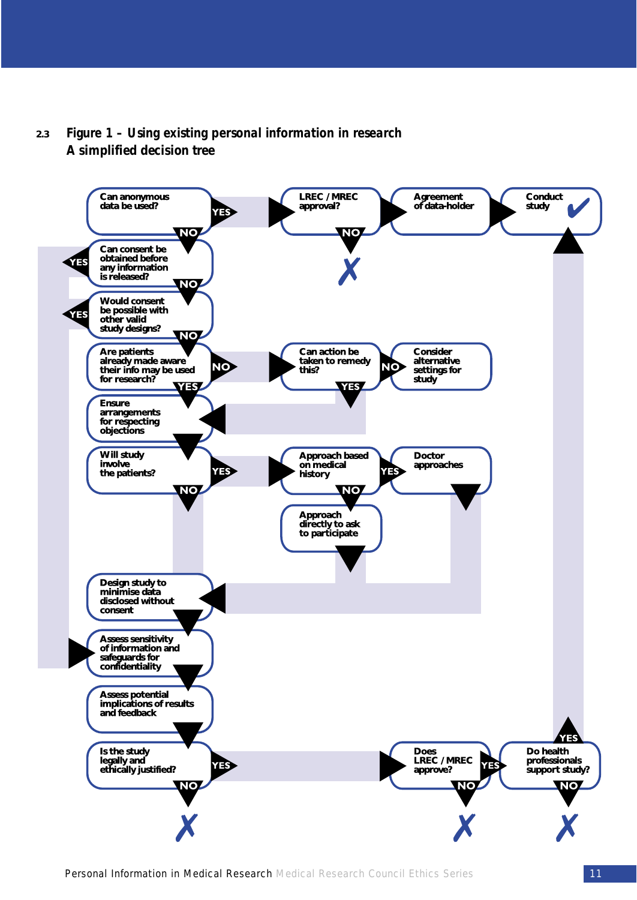## 2.3 Figure 1 – Using existing personal information in research
### A simplified decision tree

Can anonymous data be used?
- YES → LREC / MREC approval?
  - YES → Agreement of data-holder → Conduct study ✓
  - NO → ✗
- NO → Can consent be obtained before any information is released?
  - YES → Assess sensitivity of information and safeguards for confidentiality
  - NO → Would consent be possible with other valid study designs?
    - YES → Assess sensitivity of information and safeguards for confidentiality
    - NO → Are patients already made aware their info may be used for research?
      - YES → Ensure arrangements for respecting objections
      - NO → Can action be taken to remedy this?
        - YES → Ensure arrangements for respecting objections
        - NO → Consider alternative settings for study

Ensure arrangements for respecting objections → Will study involve the patients?
- YES → Approach based on medical history
  - YES → Doctor approaches → Design study to minimise data disclosed without consent
  - NO → Approach directly to ask to participate → Design study to minimise data disclosed without consent
- NO → Design study to minimise data disclosed without consent

Design study to minimise data disclosed without consent → Assess sensitivity of information and safeguards for confidentiality → Assess potential implications of results and feedback → Is the study legally and ethically justified?
- NO → ✗
- YES → Does LREC / MREC approve?
  - NO → ✗
  - YES → Do health professionals support study?
    - NO → ✗
    - YES → Conduct study ✓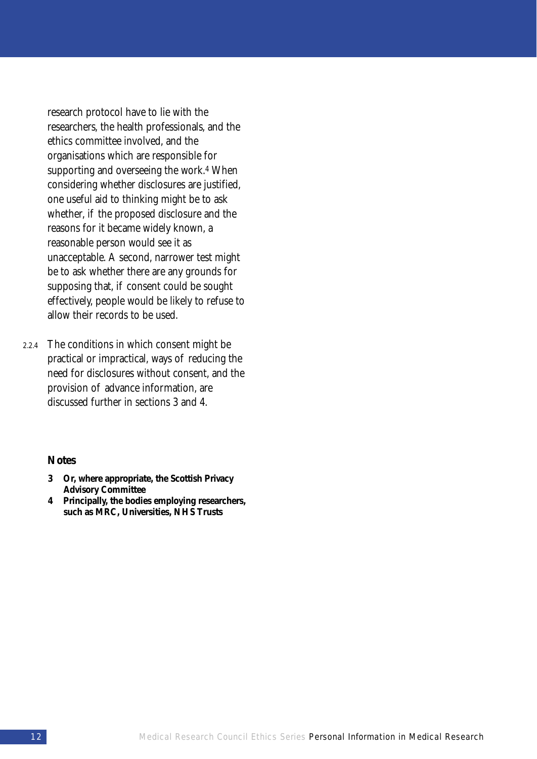research protocol have to lie with the researchers, the health professionals, and the ethics committee involved, and the organisations which are responsible for supporting and overseeing the work.[4] When considering whether disclosures are justified, one useful aid to thinking might be to ask whether, if the proposed disclosure and the reasons for it became widely known, a reasonable person would see it as unacceptable. A second, narrower test might be to ask whether there are any grounds for supposing that, if consent could be sought effectively, people would be likely to refuse to allow their records to be used.

2.2.4 The conditions in which consent might be practical or impractical, ways of reducing the need for disclosures without consent, and the provision of advance information, are discussed further in sections 3 and 4.

**Notes**

**3 Or, where appropriate, the Scottish Privacy Advisory Committee**

**4 Principally, the bodies employing researchers, such as MRC, Universities, NHS Trusts**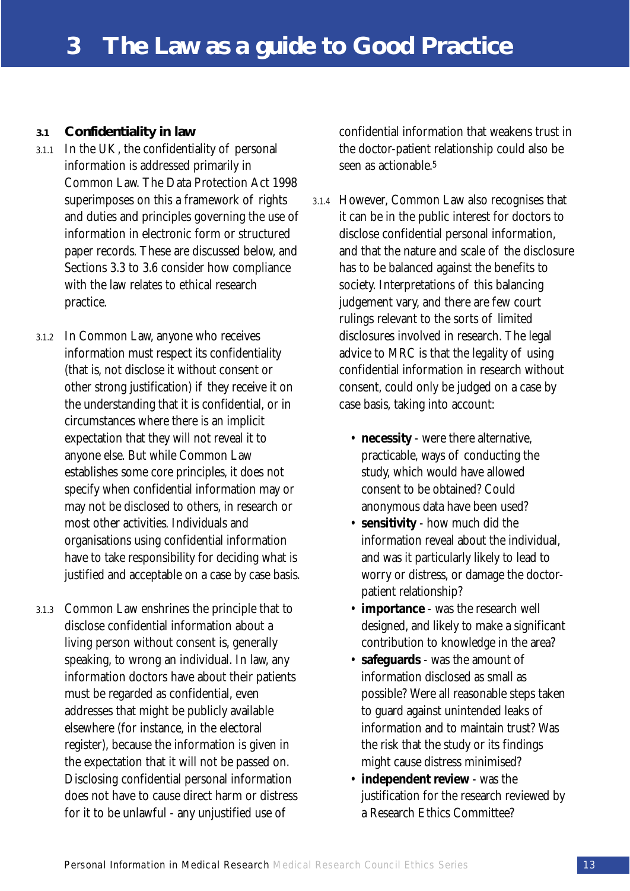# 3 The Law as a guide to Good Practice

## 3.1 Confidentiality in law

3.1.1 In the UK, the confidentiality of personal information is addressed primarily in Common Law. The Data Protection Act 1998 superimposes on this a framework of rights and duties and principles governing the use of information in electronic form or structured paper records. These are discussed below, and Sections 3.3 to 3.6 consider how compliance with the law relates to ethical research practice.

3.1.2 In Common Law, anyone who receives information must respect its confidentiality (that is, not disclose it without consent or other strong justification) if they receive it on the understanding that it is confidential, or in circumstances where there is an implicit expectation that they will not reveal it to anyone else. But while Common Law establishes some core principles, it does not specify when confidential information may or may not be disclosed to others, in research or most other activities. Individuals and organisations using confidential information have to take responsibility for deciding what is justified and acceptable on a case by case basis.

3.1.3 Common Law enshrines the principle that to disclose confidential information about a living person without consent is, generally speaking, to wrong an individual. In law, any information doctors have about their patients must be regarded as confidential, even addresses that might be publicly available elsewhere (for instance, in the electoral register), because the information is given in the expectation that it will not be passed on. Disclosing confidential personal information does not have to cause direct harm or distress for it to be unlawful - any unjustified use of confidential information that weakens trust in the doctor-patient relationship could also be seen as actionable.[5]

3.1.4 However, Common Law also recognises that it can be in the public interest for doctors to disclose confidential personal information, and that the nature and scale of the disclosure has to be balanced against the benefits to society. Interpretations of this balancing judgement vary, and there are few court rulings relevant to the sorts of limited disclosures involved in research. The legal advice to MRC is that the legality of using confidential information in research without consent, could only be judged on a case by case basis, taking into account:

- **necessity** - were there alternative, practicable, ways of conducting the study, which would have allowed consent to be obtained? Could anonymous data have been used?
- **sensitivity** - how much did the information reveal about the individual, and was it particularly likely to lead to worry or distress, or damage the doctor-patient relationship?
- **importance** - was the research well designed, and likely to make a significant contribution to knowledge in the area?
- **safeguards** - was the amount of information disclosed as small as possible? Were all reasonable steps taken to guard against unintended leaks of information and to maintain trust? Was the risk that the study or its findings might cause distress minimised?
- **independent review** - was the justification for the research reviewed by a Research Ethics Committee?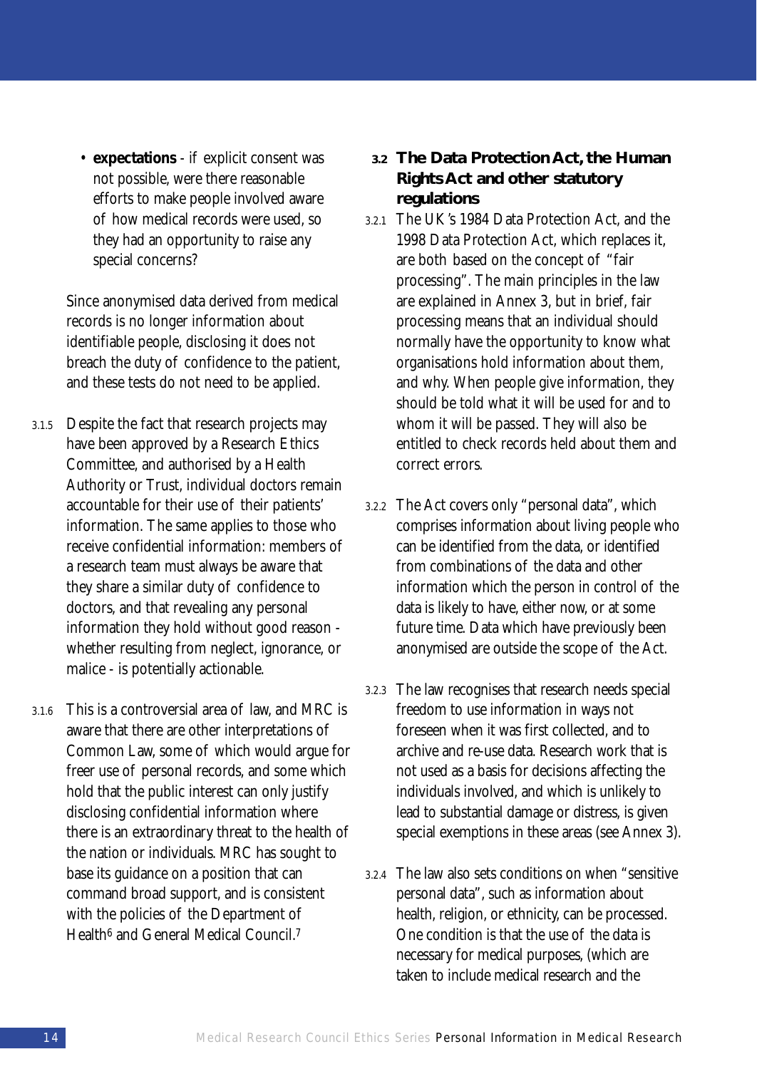- **expectations** - if explicit consent was not possible, were there reasonable efforts to make people involved aware of how medical records were used, so they had an opportunity to raise any special concerns?

Since anonymised data derived from medical records is no longer information about identifiable people, disclosing it does not breach the duty of confidence to the patient, and these tests do not need to be applied.

3.1.5 Despite the fact that research projects may have been approved by a Research Ethics Committee, and authorised by a Health Authority or Trust, individual doctors remain accountable for their use of their patients' information. The same applies to those who receive confidential information: members of a research team must always be aware that they share a similar duty of confidence to doctors, and that revealing any personal information they hold without good reason - whether resulting from neglect, ignorance, or malice - is potentially actionable.

3.1.6 This is a controversial area of law, and MRC is aware that there are other interpretations of Common Law, some of which would argue for freer use of personal records, and some which hold that the public interest can only justify disclosing confidential information where there is an extraordinary threat to the health of the nation or individuals. MRC has sought to base its guidance on a position that can command broad support, and is consistent with the policies of the Department of Health[6] and General Medical Council.[7]

## 3.2 The Data Protection Act, the Human Rights Act and other statutory regulations

3.2.1 The UK's 1984 Data Protection Act, and the 1998 Data Protection Act, which replaces it, are both based on the concept of "fair processing". The main principles in the law are explained in Annex 3, but in brief, fair processing means that an individual should normally have the opportunity to know what organisations hold information about them, and why. When people give information, they should be told what it will be used for and to whom it will be passed. They will also be entitled to check records held about them and correct errors.

3.2.2 The Act covers only "personal data", which comprises information about living people who can be identified from the data, or identified from combinations of the data and other information which the person in control of the data is likely to have, either now, or at some future time. Data which have previously been anonymised are outside the scope of the Act.

3.2.3 The law recognises that research needs special freedom to use information in ways not foreseen when it was first collected, and to archive and re-use data. Research work that is not used as a basis for decisions affecting the individuals involved, and which is unlikely to lead to substantial damage or distress, is given special exemptions in these areas (see Annex 3).

3.2.4 The law also sets conditions on when "sensitive personal data", such as information about health, religion, or ethnicity, can be processed. One condition is that the use of the data is necessary for medical purposes, (which are taken to include medical research and the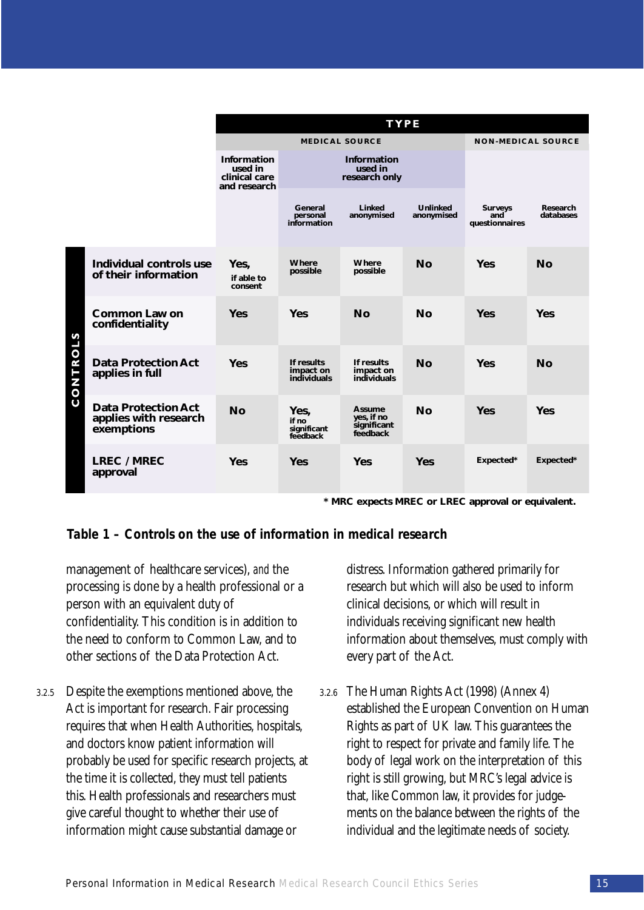| | TYPE | | | | | |
|---|---|---|---|---|---|---|
| | MEDICAL SOURCE | | | | NON-MEDICAL SOURCE | |
| | Information used in clinical care and research | Information used in research only | | | | |
| **CONTROLS** | | General personal information | Linked anonymised | Unlinked anonymised | Surveys and questionnaires | Research databases |
| **Individual controls use of their information** | Yes, if able to consent | Where possible | Where possible | No | Yes | No |
| **Common Law on confidentiality** | Yes | Yes | No | No | Yes | Yes |
| **Data Protection Act applies in full** | Yes | If results impact on individuals | If results impact on individuals | No | Yes | No |
| **Data Protection Act applies with research exemptions** | No | Yes, if no significant feedback | Assume yes, if no significant feedback | No | Yes | Yes |
| **LREC / MREC approval** | Yes | Yes | Yes | Yes | Expected* | Expected* |

\* MRC expects MREC or LREC approval or equivalent.

**Table 1 – Controls on the use of information in medical research**

management of healthcare services), *and* the processing is done by a health professional or a person with an equivalent duty of confidentiality. This condition is in addition to the need to conform to Common Law, and to other sections of the Data Protection Act.

3.2.5 Despite the exemptions mentioned above, the Act is important for research. Fair processing requires that when Health Authorities, hospitals, and doctors know patient information will probably be used for specific research projects, at the time it is collected, they must tell patients this. Health professionals and researchers must give careful thought to whether their use of information might cause substantial damage or distress. Information gathered primarily for research but which will also be used to inform clinical decisions, or which will result in individuals receiving significant new health information about themselves, must comply with every part of the Act.

3.2.6 The Human Rights Act (1998) (Annex 4) established the European Convention on Human Rights as part of UK law. This guarantees the right to respect for private and family life. The body of legal work on the interpretation of this right is still growing, but MRC's legal advice is that, like Common law, it provides for judgements on the balance between the rights of the individual and the legitimate needs of society.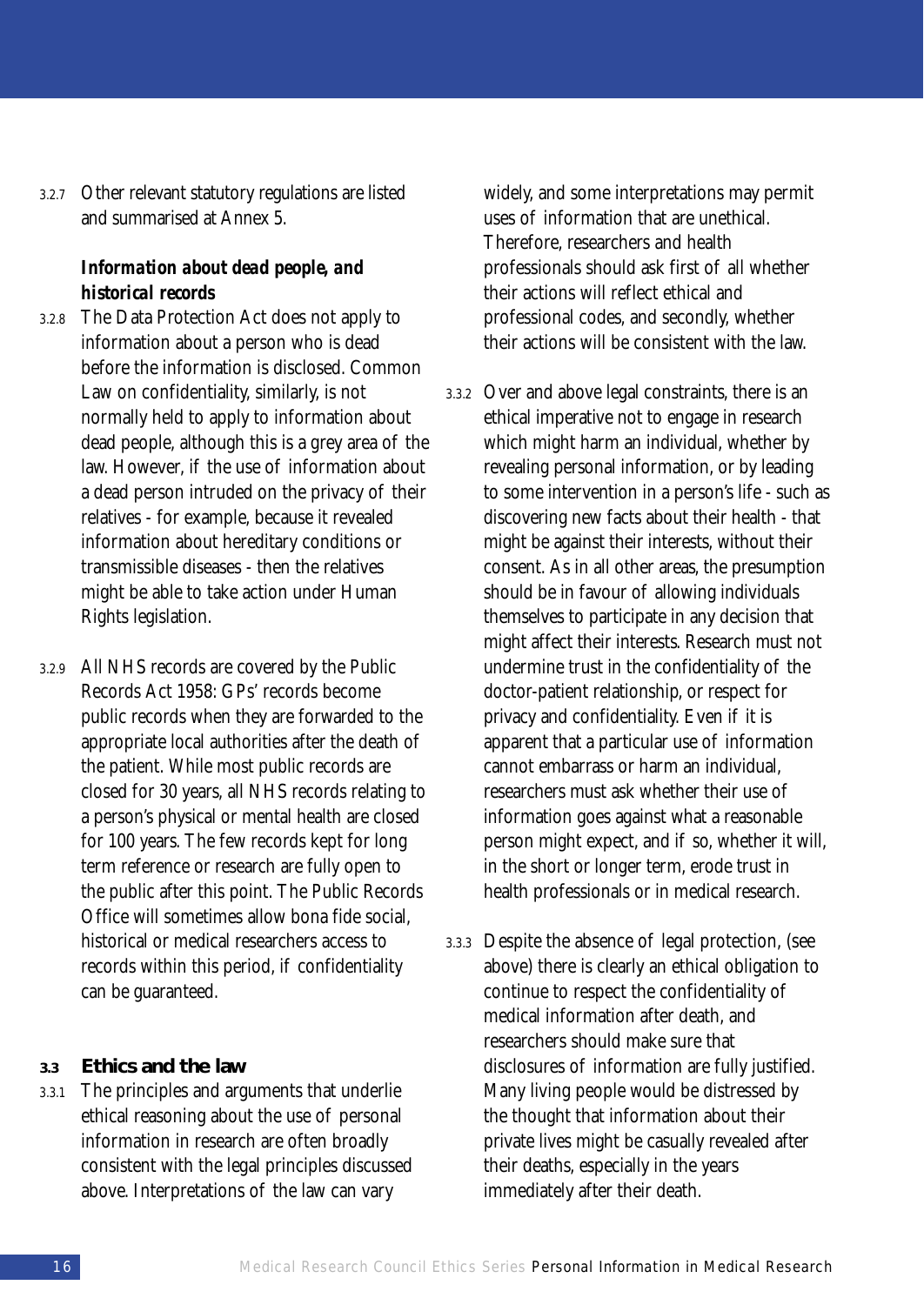3.2.7 Other relevant statutory regulations are listed and summarised at Annex 5.

### *Information about dead people, and historical records*

3.2.8 The Data Protection Act does not apply to information about a person who is dead before the information is disclosed. Common Law on confidentiality, similarly, is not normally held to apply to information about dead people, although this is a grey area of the law. However, if the use of information about a dead person intruded on the privacy of their relatives - for example, because it revealed information about hereditary conditions or transmissible diseases - then the relatives might be able to take action under Human Rights legislation.

3.2.9 All NHS records are covered by the Public Records Act 1958: GPs' records become public records when they are forwarded to the appropriate local authorities after the death of the patient. While most public records are closed for 30 years, all NHS records relating to a person's physical or mental health are closed for 100 years. The few records kept for long term reference or research are fully open to the public after this point. The Public Records Office will sometimes allow bona fide social, historical or medical researchers access to records within this period, if confidentiality can be guaranteed.

## 3.3 Ethics and the law

3.3.1 The principles and arguments that underlie ethical reasoning about the use of personal information in research are often broadly consistent with the legal principles discussed above. Interpretations of the law can vary widely, and some interpretations may permit uses of information that are unethical. Therefore, researchers and health professionals should ask first of all whether their actions will reflect ethical and professional codes, and secondly, whether their actions will be consistent with the law.

3.3.2 Over and above legal constraints, there is an ethical imperative not to engage in research which might harm an individual, whether by revealing personal information, or by leading to some intervention in a person's life - such as discovering new facts about their health - that might be against their interests, without their consent. As in all other areas, the presumption should be in favour of allowing individuals themselves to participate in any decision that might affect their interests. Research must not undermine trust in the confidentiality of the doctor-patient relationship, or respect for privacy and confidentiality. Even if it is apparent that a particular use of information cannot embarrass or harm an individual, researchers must ask whether their use of information goes against what a reasonable person might expect, and if so, whether it will, in the short or longer term, erode trust in health professionals or in medical research.

3.3.3 Despite the absence of legal protection, (see above) there is clearly an ethical obligation to continue to respect the confidentiality of medical information after death, and researchers should make sure that disclosures of information are fully justified. Many living people would be distressed by the thought that information about their private lives might be casually revealed after their deaths, especially in the years immediately after their death.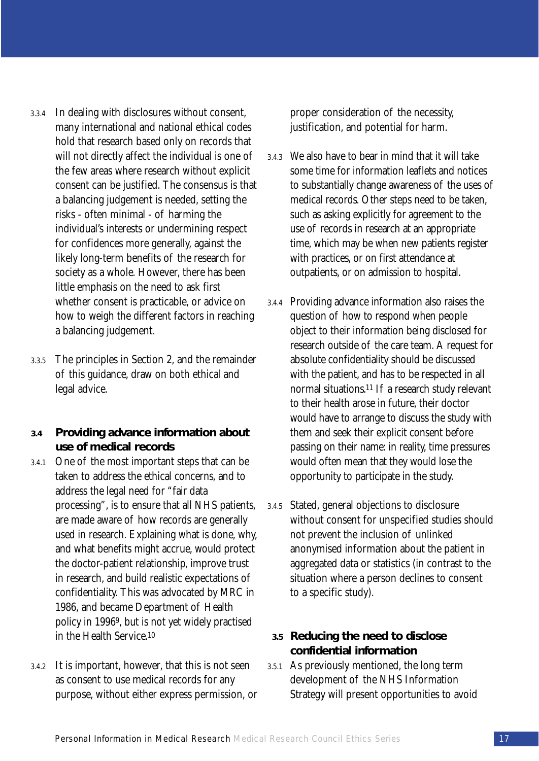3.3.4 In dealing with disclosures without consent, many international and national ethical codes hold that research based only on records that will not directly affect the individual is one of the few areas where research without explicit consent can be justified. The consensus is that a balancing judgement is needed, setting the risks - often minimal - of harming the individual's interests or undermining respect for confidences more generally, against the likely long-term benefits of the research for society as a whole. However, there has been little emphasis on the need to ask first whether consent is practicable, or advice on how to weigh the different factors in reaching a balancing judgement.

3.3.5 The principles in Section 2, and the remainder of this guidance, draw on both ethical and legal advice.

## 3.4 Providing advance information about use of medical records

3.4.1 One of the most important steps that can be taken to address the ethical concerns, and to address the legal need for "fair data processing", is to ensure that all NHS patients, are made aware of how records are generally used in research. Explaining what is done, why, and what benefits might accrue, would protect the doctor-patient relationship, improve trust in research, and build realistic expectations of confidentiality. This was advocated by MRC in 1986, and became Department of Health policy in 1996[9], but is not yet widely practised in the Health Service.[10]

3.4.2 It is important, however, that this is not seen as consent to use medical records for any purpose, without either express permission, or proper consideration of the necessity, justification, and potential for harm.

3.4.3 We also have to bear in mind that it will take some time for information leaflets and notices to substantially change awareness of the uses of medical records. Other steps need to be taken, such as asking explicitly for agreement to the use of records in research at an appropriate time, which may be when new patients register with practices, or on first attendance at outpatients, or on admission to hospital.

3.4.4 Providing advance information also raises the question of how to respond when people object to their information being disclosed for research outside of the care team. A request for absolute confidentiality should be discussed with the patient, and has to be respected in all normal situations.[11] If a research study relevant to their health arose in future, their doctor would have to arrange to discuss the study with them and seek their explicit consent before passing on their name: in reality, time pressures would often mean that they would lose the opportunity to participate in the study.

3.4.5 Stated, general objections to disclosure without consent for unspecified studies should not prevent the inclusion of unlinked anonymised information about the patient in aggregated data or statistics (in contrast to the situation where a person declines to consent to a specific study).

## 3.5 Reducing the need to disclose confidential information

3.5.1 As previously mentioned, the long term development of the NHS Information Strategy will present opportunities to avoid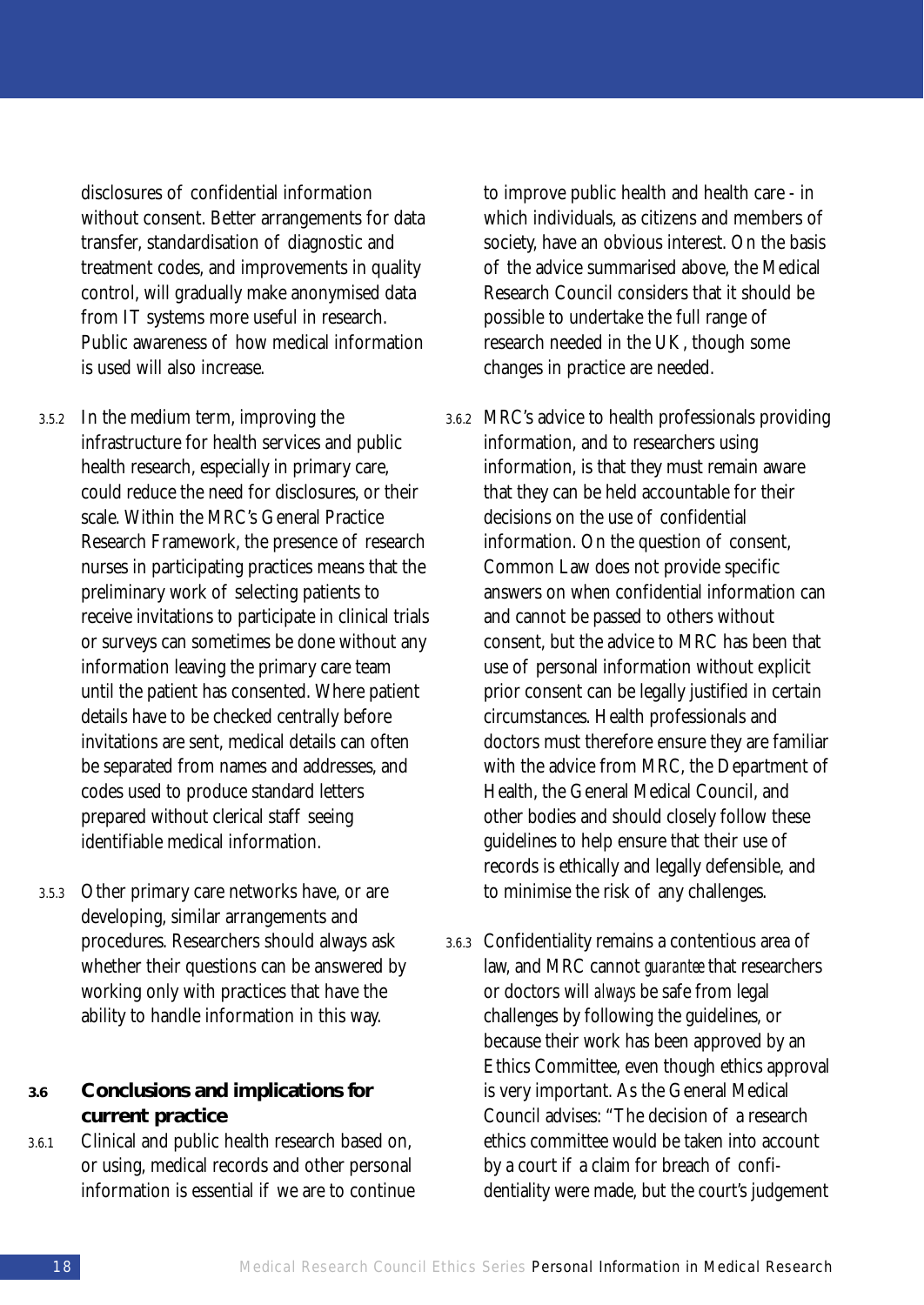disclosures of confidential information without consent. Better arrangements for data transfer, standardisation of diagnostic and treatment codes, and improvements in quality control, will gradually make anonymised data from IT systems more useful in research. Public awareness of how medical information is used will also increase.

3.5.2 In the medium term, improving the infrastructure for health services and public health research, especially in primary care, could reduce the need for disclosures, or their scale. Within the MRC's General Practice Research Framework, the presence of research nurses in participating practices means that the preliminary work of selecting patients to receive invitations to participate in clinical trials or surveys can sometimes be done without any information leaving the primary care team until the patient has consented. Where patient details have to be checked centrally before invitations are sent, medical details can often be separated from names and addresses, and codes used to produce standard letters prepared without clerical staff seeing identifiable medical information.

3.5.3 Other primary care networks have, or are developing, similar arrangements and procedures. Researchers should always ask whether their questions can be answered by working only with practices that have the ability to handle information in this way.

### 3.6 Conclusions and implications for current practice

3.6.1 Clinical and public health research based on, or using, medical records and other personal information is essential if we are to continue to improve public health and health care - in which individuals, as citizens and members of society, have an obvious interest. On the basis of the advice summarised above, the Medical Research Council considers that it should be possible to undertake the full range of research needed in the UK, though some changes in practice are needed.

3.6.2 MRC's advice to health professionals providing information, and to researchers using information, is that they must remain aware that they can be held accountable for their decisions on the use of confidential information. On the question of consent, Common Law does not provide specific answers on when confidential information can and cannot be passed to others without consent, but the advice to MRC has been that use of personal information without explicit prior consent can be legally justified in certain circumstances. Health professionals and doctors must therefore ensure they are familiar with the advice from MRC, the Department of Health, the General Medical Council, and other bodies and should closely follow these guidelines to help ensure that their use of records is ethically and legally defensible, and to minimise the risk of any challenges.

3.6.3 Confidentiality remains a contentious area of law, and MRC cannot *guarantee* that researchers or doctors will *always* be safe from legal challenges by following the guidelines, or because their work has been approved by an Ethics Committee, even though ethics approval is very important. As the General Medical Council advises: "The decision of a research ethics committee would be taken into account by a court if a claim for breach of confidentiality were made, but the court's judgement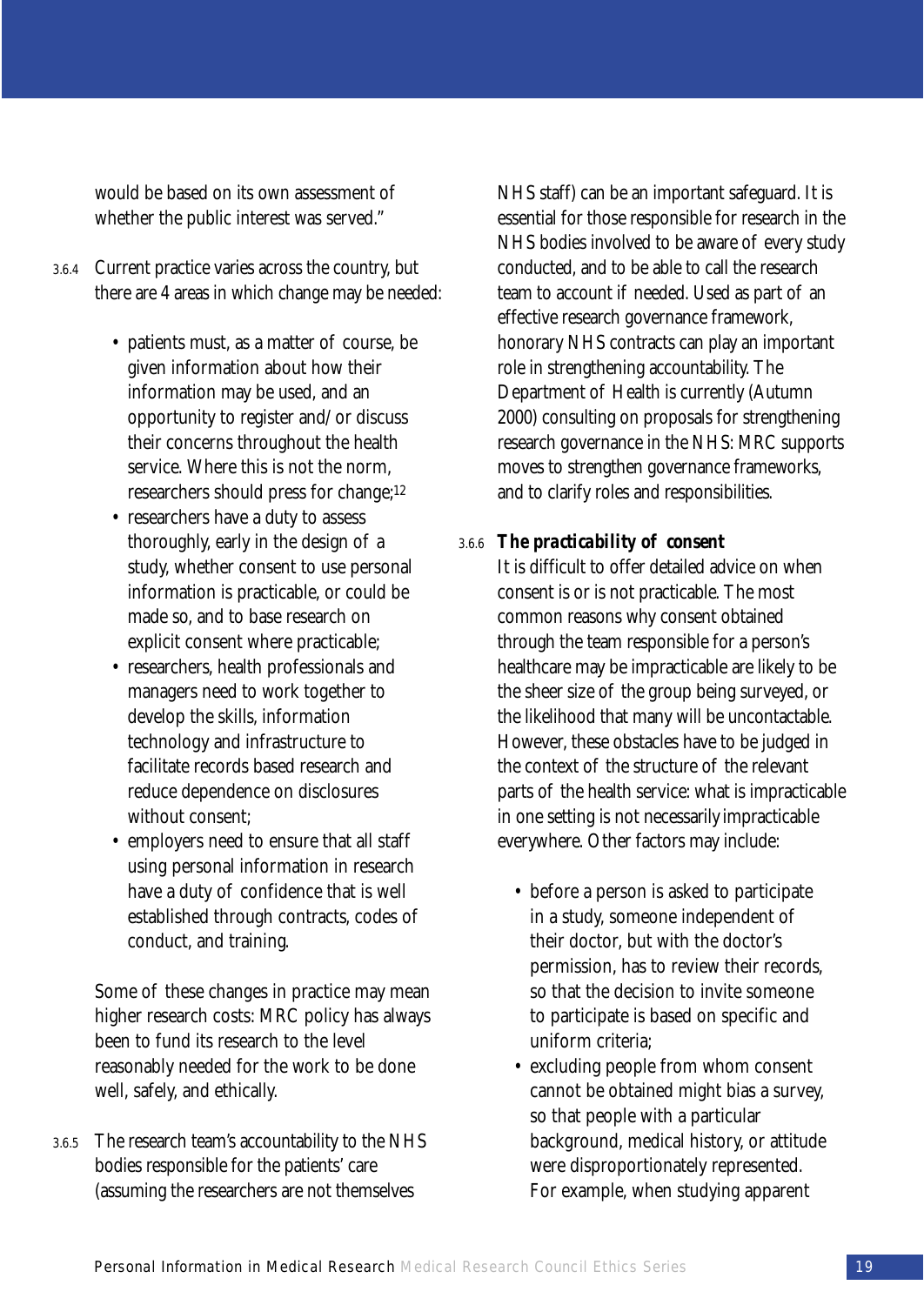would be based on its own assessment of whether the public interest was served."

3.6.4 Current practice varies across the country, but there are 4 areas in which change may be needed:

- patients must, as a matter of course, be given information about how their information may be used, and an opportunity to register and/or discuss their concerns throughout the health service. Where this is not the norm, researchers should press for change;[12]
- researchers have a duty to assess thoroughly, early in the design of a study, whether consent to use personal information is practicable, or could be made so, and to base research on explicit consent where practicable;
- researchers, health professionals and managers need to work together to develop the skills, information technology and infrastructure to facilitate records based research and reduce dependence on disclosures without consent;
- employers need to ensure that all staff using personal information in research have a duty of confidence that is well established through contracts, codes of conduct, and training.

Some of these changes in practice may mean higher research costs: MRC policy has always been to fund its research to the level reasonably needed for the work to be done well, safely, and ethically.

3.6.5 The research team's accountability to the NHS bodies responsible for the patients' care (assuming the researchers are not themselves NHS staff) can be an important safeguard. It is essential for those responsible for research in the NHS bodies involved to be aware of every study conducted, and to be able to call the research team to account if needed. Used as part of an effective research governance framework, honorary NHS contracts can play an important role in strengthening accountability. The Department of Health is currently (Autumn 2000) consulting on proposals for strengthening research governance in the NHS: MRC supports moves to strengthen governance frameworks, and to clarify roles and responsibilities.

3.6.6 ***The practicability of consent***

It is difficult to offer detailed advice on when consent is or is not practicable. The most common reasons why consent obtained through the team responsible for a person's healthcare may be impracticable are likely to be the sheer size of the group being surveyed, or the likelihood that many will be uncontactable. However, these obstacles have to be judged in the context of the structure of the relevant parts of the health service: what is impracticable in one setting is not necessarily impracticable everywhere. Other factors may include:

- before a person is asked to participate in a study, someone independent of their doctor, but with the doctor's permission, has to review their records, so that the decision to invite someone to participate is based on specific and uniform criteria;
- excluding people from whom consent cannot be obtained might bias a survey, so that people with a particular background, medical history, or attitude were disproportionately represented. For example, when studying apparent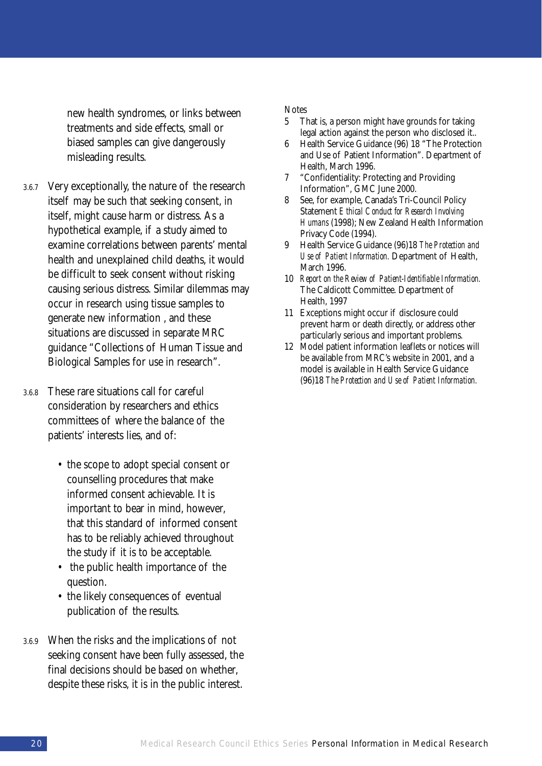new health syndromes, or links between treatments and side effects, small or biased samples can give dangerously misleading results.

3.6.7 Very exceptionally, the nature of the research itself may be such that seeking consent, in itself, might cause harm or distress. As a hypothetical example, if a study aimed to examine correlations between parents' mental health and unexplained child deaths, it would be difficult to seek consent without risking causing serious distress. Similar dilemmas may occur in research using tissue samples to generate new information , and these situations are discussed in separate MRC guidance "Collections of Human Tissue and Biological Samples for use in research".

3.6.8 These rare situations call for careful consideration by researchers and ethics committees of where the balance of the patients' interests lies, and of:

- the scope to adopt special consent or counselling procedures that make informed consent achievable. It is important to bear in mind, however, that this standard of informed consent has to be reliably achieved throughout the study if it is to be acceptable.
- the public health importance of the question.
- the likely consequences of eventual publication of the results.

3.6.9 When the risks and the implications of not seeking consent have been fully assessed, the final decisions should be based on whether, despite these risks, it is in the public interest.

Notes

5 That is, a person might have grounds for taking legal action against the person who disclosed it..

6 Health Service Guidance (96) 18 "The Protection and Use of Patient Information". Department of Health, March 1996.

7 "Confidentiality: Protecting and Providing Information", GMC June 2000.

8 See, for example, Canada's Tri-Council Policy Statement *Ethical Conduct for Research Involving Humans* (1998); New Zealand Health Information Privacy Code (1994).

9 Health Service Guidance (96)18 *The Protection and Use of Patient Information.* Department of Health, March 1996.

10 *Report on the Review of Patient-Identifiable Information.* The Caldicott Committee. Department of Health, 1997

11 Exceptions might occur if disclosure could prevent harm or death directly, or address other particularly serious and important problems.

12 Model patient information leaflets or notices will be available from MRC's website in 2001, and a model is available in Health Service Guidance (96)18 *The Protection and Use of Patient Information.*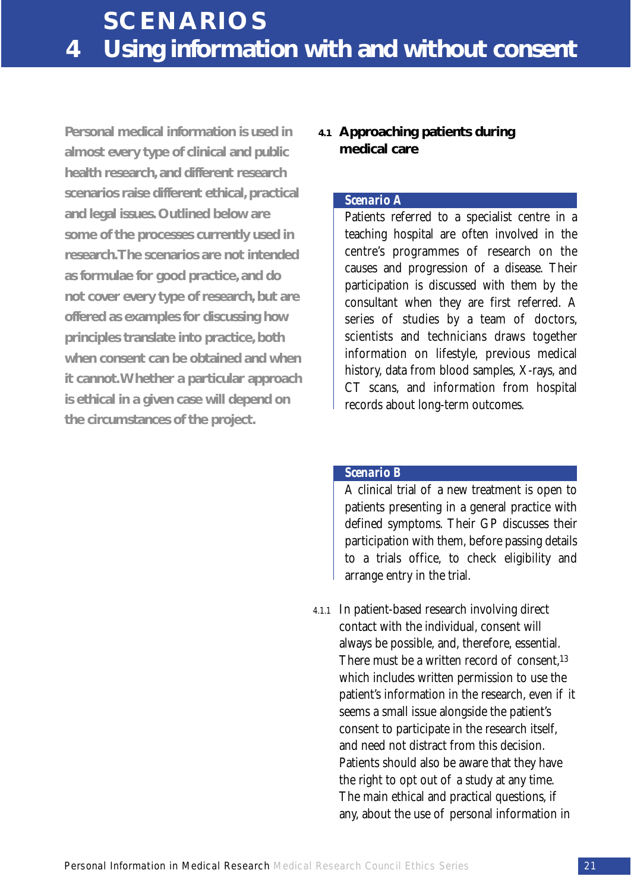# SCENARIOS

# 4 Using information with and without consent

**Personal medical information is used in almost every type of clinical and public health research, and different research scenarios raise different ethical, practical and legal issues. Outlined below are some of the processes currently used in research. The scenarios are not intended as formulae for good practice, and do not cover every type of research, but are offered as examples for discussing how principles translate into practice, both when consent can be obtained and when it cannot. Whether a particular approach is ethical in a given case will depend on the circumstances of the project.**

## 4.1 Approaching patients during medical care

***Scenario A***

Patients referred to a specialist centre in a teaching hospital are often involved in the centre's programmes of research on the causes and progression of a disease. Their participation is discussed with them by the consultant when they are first referred. A series of studies by a team of doctors, scientists and technicians draws together information on lifestyle, previous medical history, data from blood samples, X-rays, and CT scans, and information from hospital records about long-term outcomes.

***Scenario B***

A clinical trial of a new treatment is open to patients presenting in a general practice with defined symptoms. Their GP discusses their participation with them, before passing details to a trials office, to check eligibility and arrange entry in the trial.

4.1.1 In patient-based research involving direct contact with the individual, consent will always be possible, and, therefore, essential. There must be a written record of consent,[13] which includes written permission to use the patient's information in the research, even if it seems a small issue alongside the patient's consent to participate in the research itself, and need not distract from this decision. Patients should also be aware that they have the right to opt out of a study at any time. The main ethical and practical questions, if any, about the use of personal information in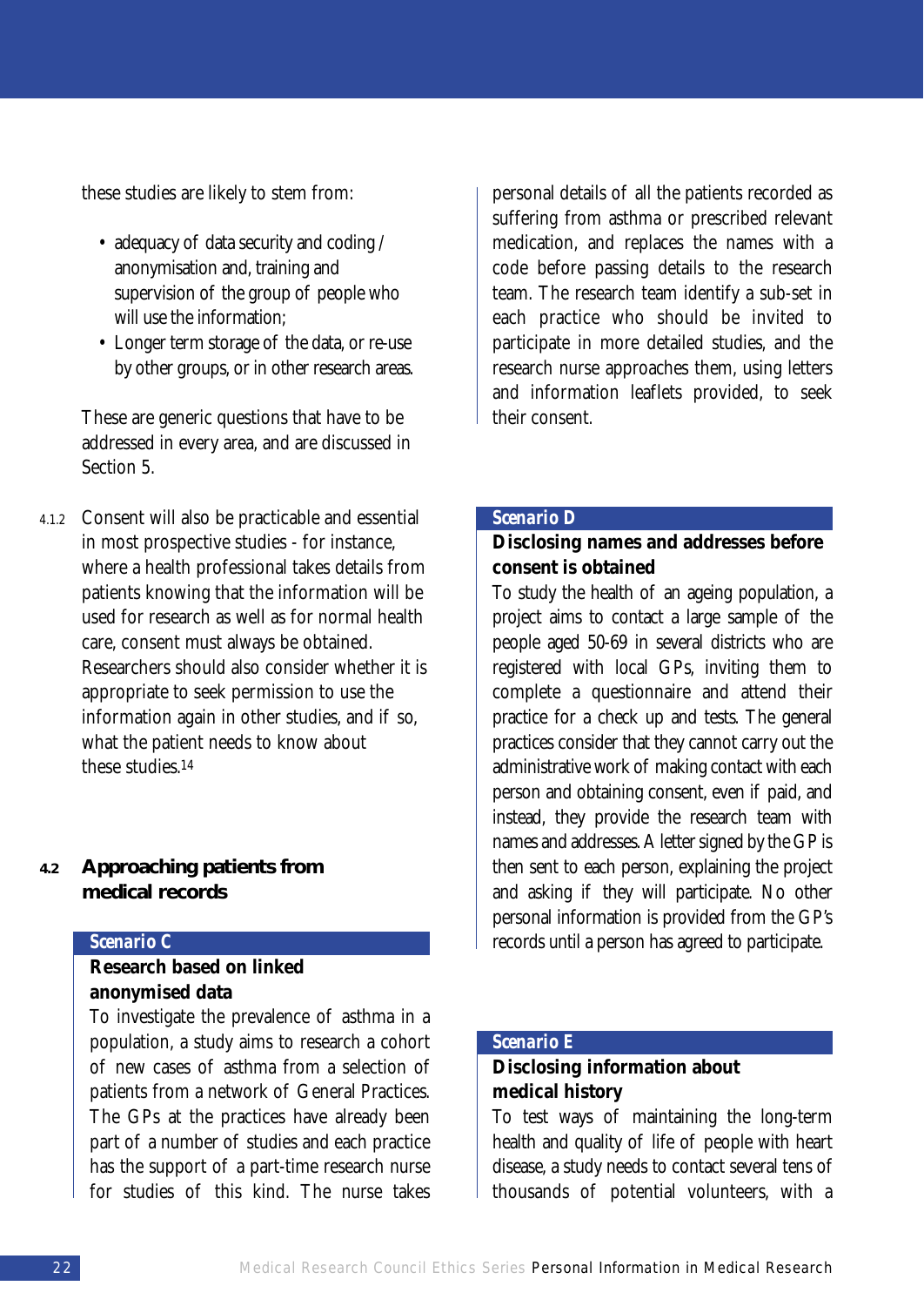these studies are likely to stem from:

- adequacy of data security and coding / anonymisation and, training and supervision of the group of people who will use the information;
- Longer term storage of the data, or re-use by other groups, or in other research areas.

These are generic questions that have to be addressed in every area, and are discussed in Section 5.

4.1.2 Consent will also be practicable and essential in most prospective studies - for instance, where a health professional takes details from patients knowing that the information will be used for research as well as for normal health care, consent must always be obtained. Researchers should also consider whether it is appropriate to seek permission to use the information again in other studies, and if so, what the patient needs to know about these studies.[14]

## 4.2 Approaching patients from medical records

**Scenario C**

**Research based on linked anonymised data**

To investigate the prevalence of asthma in a population, a study aims to research a cohort of new cases of asthma from a selection of patients from a network of General Practices. The GPs at the practices have already been part of a number of studies and each practice has the support of a part-time research nurse for studies of this kind. The nurse takes personal details of all the patients recorded as suffering from asthma or prescribed relevant medication, and replaces the names with a code before passing details to the research team. The research team identify a sub-set in each practice who should be invited to participate in more detailed studies, and the research nurse approaches them, using letters and information leaflets provided, to seek their consent.

**Scenario D**

**Disclosing names and addresses before consent is obtained**

To study the health of an ageing population, a project aims to contact a large sample of the people aged 50-69 in several districts who are registered with local GPs, inviting them to complete a questionnaire and attend their practice for a check up and tests. The general practices consider that they cannot carry out the administrative work of making contact with each person and obtaining consent, even if paid, and instead, they provide the research team with names and addresses. A letter signed by the GP is then sent to each person, explaining the project and asking if they will participate. No other personal information is provided from the GP's records until a person has agreed to participate.

**Scenario E**

**Disclosing information about medical history**

To test ways of maintaining the long-term health and quality of life of people with heart disease, a study needs to contact several tens of thousands of potential volunteers, with a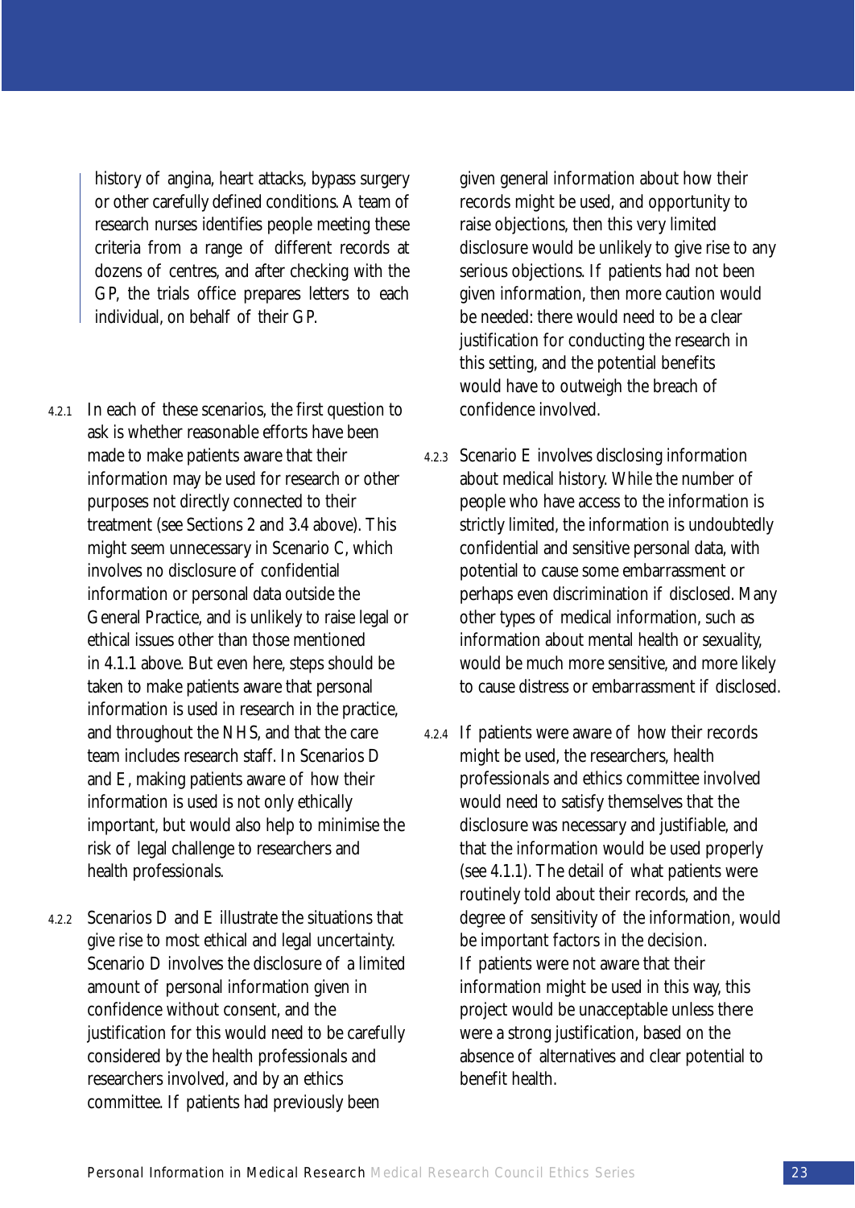history of angina, heart attacks, bypass surgery or other carefully defined conditions. A team of research nurses identifies people meeting these criteria from a range of different records at dozens of centres, and after checking with the GP, the trials office prepares letters to each individual, on behalf of their GP.

4.2.1 In each of these scenarios, the first question to ask is whether reasonable efforts have been made to make patients aware that their information may be used for research or other purposes not directly connected to their treatment (see Sections 2 and 3.4 above). This might seem unnecessary in Scenario C, which involves no disclosure of confidential information or personal data outside the General Practice, and is unlikely to raise legal or ethical issues other than those mentioned in 4.1.1 above. But even here, steps should be taken to make patients aware that personal information is used in research in the practice, and throughout the NHS, and that the care team includes research staff. In Scenarios D and E, making patients aware of how their information is used is not only ethically important, but would also help to minimise the risk of legal challenge to researchers and health professionals.

4.2.2 Scenarios D and E illustrate the situations that give rise to most ethical and legal uncertainty. Scenario D involves the disclosure of a limited amount of personal information given in confidence without consent, and the justification for this would need to be carefully considered by the health professionals and researchers involved, and by an ethics committee. If patients had previously been given general information about how their records might be used, and opportunity to raise objections, then this very limited disclosure would be unlikely to give rise to any serious objections. If patients had not been given information, then more caution would be needed: there would need to be a clear justification for conducting the research in this setting, and the potential benefits would have to outweigh the breach of confidence involved.

4.2.3 Scenario E involves disclosing information about medical history. While the number of people who have access to the information is strictly limited, the information is undoubtedly confidential and sensitive personal data, with potential to cause some embarrassment or perhaps even discrimination if disclosed. Many other types of medical information, such as information about mental health or sexuality, would be much more sensitive, and more likely to cause distress or embarrassment if disclosed.

4.2.4 If patients were aware of how their records might be used, the researchers, health professionals and ethics committee involved would need to satisfy themselves that the disclosure was necessary and justifiable, and that the information would be used properly (see 4.1.1). The detail of what patients were routinely told about their records, and the degree of sensitivity of the information, would be important factors in the decision. If patients were not aware that their information might be used in this way, this project would be unacceptable unless there were a strong justification, based on the absence of alternatives and clear potential to benefit health.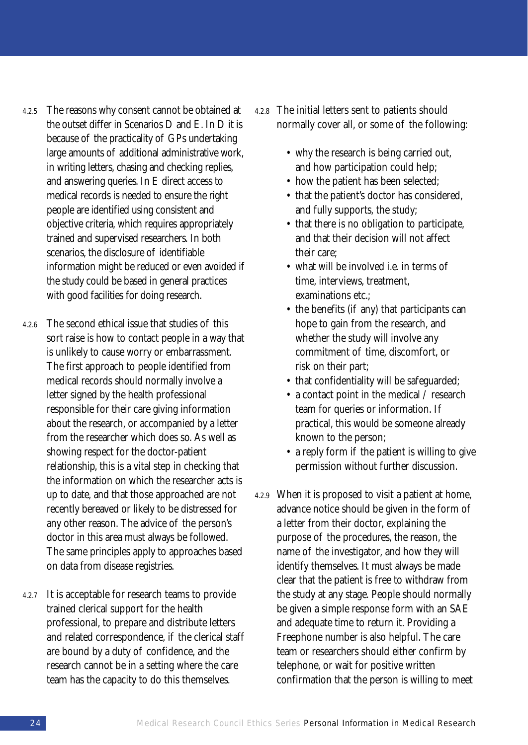4.2.5 The reasons why consent cannot be obtained at the outset differ in Scenarios D and E. In D it is because of the practicality of GPs undertaking large amounts of additional administrative work, in writing letters, chasing and checking replies, and answering queries. In E direct access to medical records is needed to ensure the right people are identified using consistent and objective criteria, which requires appropriately trained and supervised researchers. In both scenarios, the disclosure of identifiable information might be reduced or even avoided if the study could be based in general practices with good facilities for doing research.

4.2.6 The second ethical issue that studies of this sort raise is how to contact people in a way that is unlikely to cause worry or embarrassment. The first approach to people identified from medical records should normally involve a letter signed by the health professional responsible for their care giving information about the research, or accompanied by a letter from the researcher which does so. As well as showing respect for the doctor-patient relationship, this is a vital step in checking that the information on which the researcher acts is up to date, and that those approached are not recently bereaved or likely to be distressed for any other reason. The advice of the person's doctor in this area must always be followed. The same principles apply to approaches based on data from disease registries.

4.2.7 It is acceptable for research teams to provide trained clerical support for the health professional, to prepare and distribute letters and related correspondence, if the clerical staff are bound by a duty of confidence, and the research cannot be in a setting where the care team has the capacity to do this themselves.

4.2.8 The initial letters sent to patients should normally cover all, or some of the following:

- why the research is being carried out, and how participation could help;
- how the patient has been selected;
- that the patient's doctor has considered, and fully supports, the study;
- that there is no obligation to participate, and that their decision will not affect their care;
- what will be involved i.e. in terms of time, interviews, treatment, examinations etc.;
- the benefits (if any) that participants can hope to gain from the research, and whether the study will involve any commitment of time, discomfort, or risk on their part;
- that confidentiality will be safeguarded;
- a contact point in the medical / research team for queries or information. If practical, this would be someone already known to the person;
- a reply form if the patient is willing to give permission without further discussion.

4.2.9 When it is proposed to visit a patient at home, advance notice should be given in the form of a letter from their doctor, explaining the purpose of the procedures, the reason, the name of the investigator, and how they will identify themselves. It must always be made clear that the patient is free to withdraw from the study at any stage. People should normally be given a simple response form with an SAE and adequate time to return it. Providing a Freephone number is also helpful. The care team or researchers should either confirm by telephone, or wait for positive written confirmation that the person is willing to meet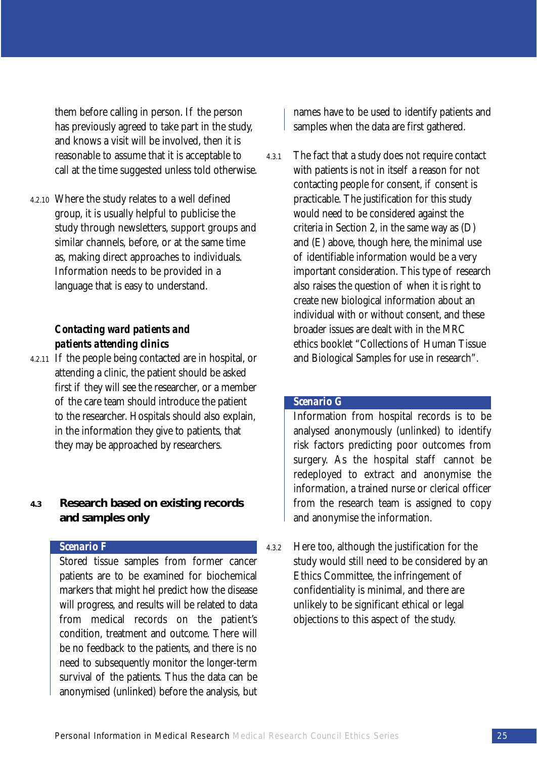them before calling in person. If the person has previously agreed to take part in the study, and knows a visit will be involved, then it is reasonable to assume that it is acceptable to call at the time suggested unless told otherwise.

4.2.10 Where the study relates to a well defined group, it is usually helpful to publicise the study through newsletters, support groups and similar channels, before, or at the same time as, making direct approaches to individuals. Information needs to be provided in a language that is easy to understand.

***Contacting ward patients and patients attending clinics***

4.2.11 If the people being contacted are in hospital, or attending a clinic, the patient should be asked first if they will see the researcher, or a member of the care team should introduce the patient to the researcher. Hospitals should also explain, in the information they give to patients, that they may be approached by researchers.

## 4.3 Research based on existing records and samples only

***Scenario F***

Stored tissue samples from former cancer patients are to be examined for biochemical markers that might hel predict how the disease will progress, and results will be related to data from medical records on the patient's condition, treatment and outcome. There will be no feedback to the patients, and there is no need to subsequently monitor the longer-term survival of the patients. Thus the data can be anonymised (unlinked) before the analysis, but names have to be used to identify patients and samples when the data are first gathered.

4.3.1 The fact that a study does not require contact with patients is not in itself a reason for not contacting people for consent, if consent is practicable. The justification for this study would need to be considered against the criteria in Section 2, in the same way as (D) and (E) above, though here, the minimal use of identifiable information would be a very important consideration. This type of research also raises the question of when it is right to create new biological information about an individual with or without consent, and these broader issues are dealt with in the MRC ethics booklet "Collections of Human Tissue and Biological Samples for use in research".

***Scenario G***

Information from hospital records is to be analysed anonymously (unlinked) to identify risk factors predicting poor outcomes from surgery. As the hospital staff cannot be redeployed to extract and anonymise the information, a trained nurse or clerical officer from the research team is assigned to copy and anonymise the information.

4.3.2 Here too, although the justification for the study would still need to be considered by an Ethics Committee, the infringement of confidentiality is minimal, and there are unlikely to be significant ethical or legal objections to this aspect of the study.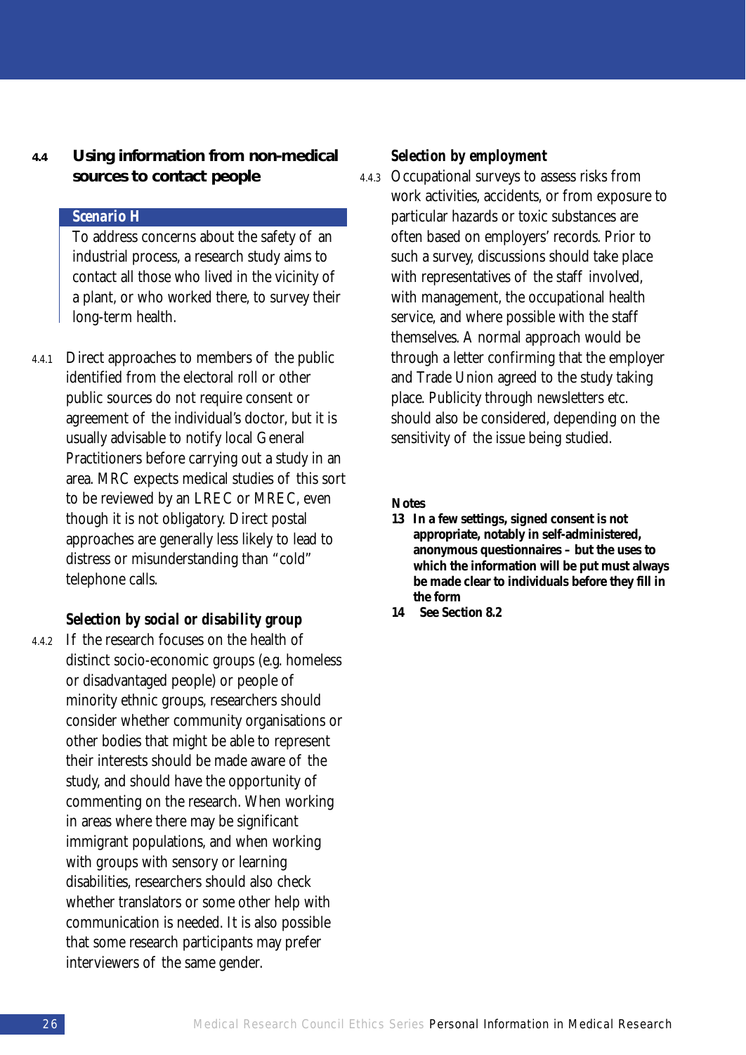## 4.4 Using information from non-medical sources to contact people

**_Scenario H_**

To address concerns about the safety of an industrial process, a research study aims to contact all those who lived in the vicinity of a plant, or who worked there, to survey their long-term health.

4.4.1 Direct approaches to members of the public identified from the electoral roll or other public sources do not require consent or agreement of the individual's doctor, but it is usually advisable to notify local General Practitioners before carrying out a study in an area. MRC expects medical studies of this sort to be reviewed by an LREC or MREC, even though it is not obligatory. Direct postal approaches are generally less likely to lead to distress or misunderstanding than "cold" telephone calls.

### *Selection by social or disability group*

4.4.2 If the research focuses on the health of distinct socio-economic groups (e.g. homeless or disadvantaged people) or people of minority ethnic groups, researchers should consider whether community organisations or other bodies that might be able to represent their interests should be made aware of the study, and should have the opportunity of commenting on the research. When working in areas where there may be significant immigrant populations, and when working with groups with sensory or learning disabilities, researchers should also check whether translators or some other help with communication is needed. It is also possible that some research participants may prefer interviewers of the same gender.

### *Selection by employment*

4.4.3 Occupational surveys to assess risks from work activities, accidents, or from exposure to particular hazards or toxic substances are often based on employers' records. Prior to such a survey, discussions should take place with representatives of the staff involved, with management, the occupational health service, and where possible with the staff themselves. A normal approach would be through a letter confirming that the employer and Trade Union agreed to the study taking place. Publicity through newsletters etc. should also be considered, depending on the sensitivity of the issue being studied.

**Notes**

**13 In a few settings, signed consent is not appropriate, notably in self-administered, anonymous questionnaires – but the uses to which the information will be put must always be made clear to individuals before they fill in the form**

**14 See Section 8.2**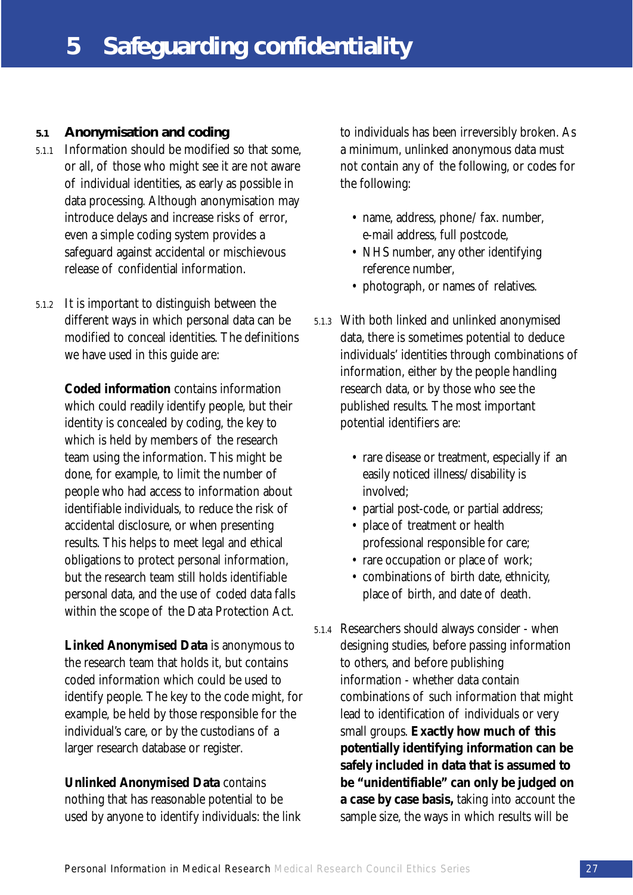# 5 Safeguarding confidentiality

## 5.1 Anonymisation and coding

5.1.1 Information should be modified so that some, or all, of those who might see it are not aware of individual identities, as early as possible in data processing. Although anonymisation may introduce delays and increase risks of error, even a simple coding system provides a safeguard against accidental or mischievous release of confidential information.

5.1.2 It is important to distinguish between the different ways in which personal data can be modified to conceal identities. The definitions we have used in this guide are:

**Coded information** contains information which could readily identify people, but their identity is concealed by coding, the key to which is held by members of the research team using the information. This might be done, for example, to limit the number of people who had access to information about identifiable individuals, to reduce the risk of accidental disclosure, or when presenting results. This helps to meet legal and ethical obligations to protect personal information, but the research team still holds identifiable personal data, and the use of coded data falls within the scope of the Data Protection Act.

**Linked Anonymised Data** is anonymous to the research team that holds it, but contains coded information which could be used to identify people. The key to the code might, for example, be held by those responsible for the individual's care, or by the custodians of a larger research database or register.

**Unlinked Anonymised Data** contains nothing that has reasonable potential to be used by anyone to identify individuals: the link to individuals has been irreversibly broken. As a minimum, unlinked anonymous data must not contain any of the following, or codes for the following:

- name, address, phone/ fax. number, e-mail address, full postcode,
- NHS number, any other identifying reference number,
- photograph, or names of relatives.

5.1.3 With both linked and unlinked anonymised data, there is sometimes potential to deduce individuals' identities through combinations of information, either by the people handling research data, or by those who see the published results. The most important potential identifiers are:

- rare disease or treatment, especially if an easily noticed illness/disability is involved;
- partial post-code, or partial address;
- place of treatment or health professional responsible for care;
- rare occupation or place of work;
- combinations of birth date, ethnicity, place of birth, and date of death.

5.1.4 Researchers should always consider - when designing studies, before passing information to others, and before publishing information - whether data contain combinations of such information that might lead to identification of individuals or very small groups. **Exactly how much of this potentially identifying information can be safely included in data that is assumed to be "unidentifiable" can only be judged on a case by case basis,** taking into account the sample size, the ways in which results will be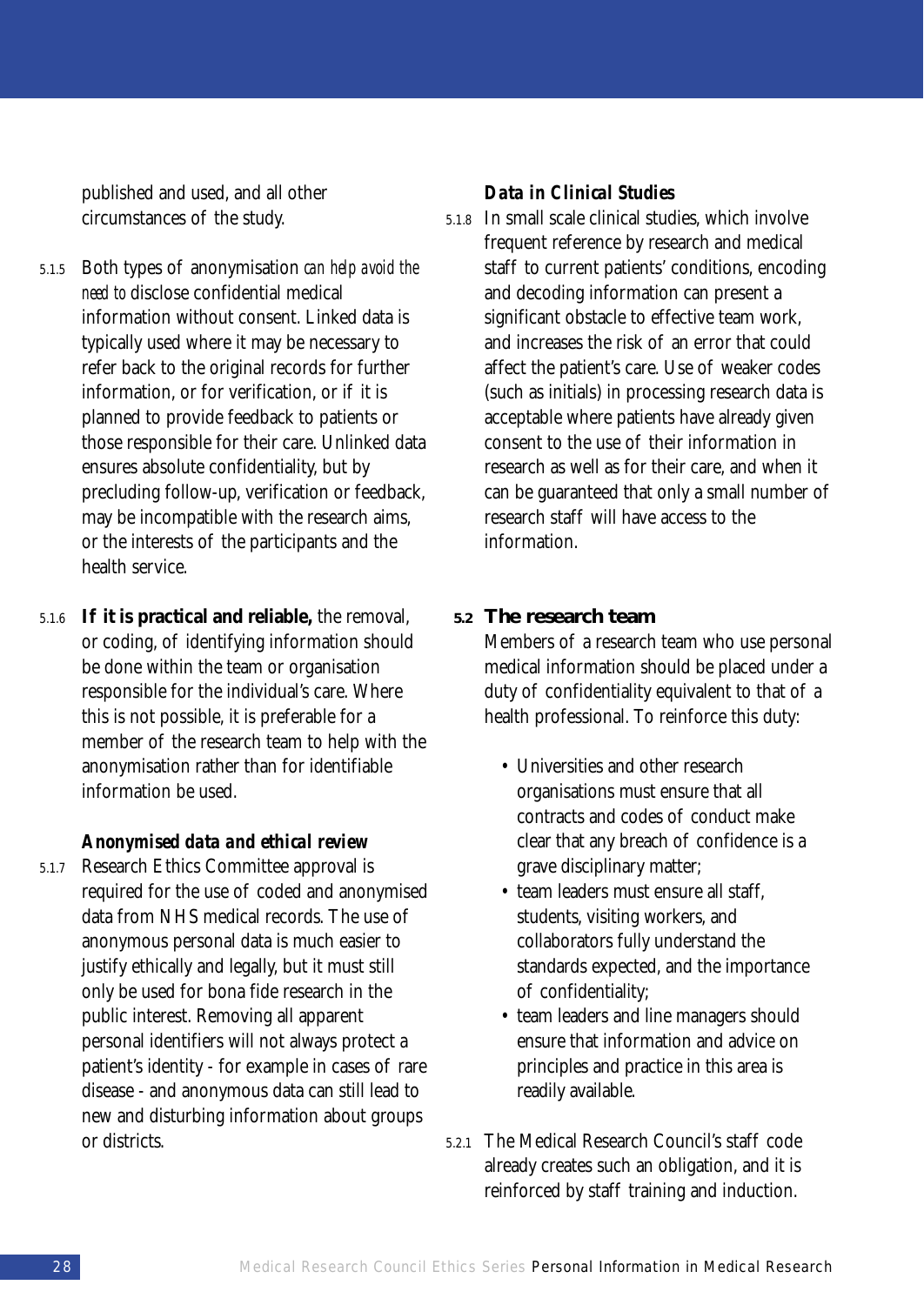published and used, and all other circumstances of the study.

5.1.5 Both types of anonymisation *can help avoid the need to* disclose confidential medical information without consent. Linked data is typically used where it may be necessary to refer back to the original records for further information, or for verification, or if it is planned to provide feedback to patients or those responsible for their care. Unlinked data ensures absolute confidentiality, but by precluding follow-up, verification or feedback, may be incompatible with the research aims, or the interests of the participants and the health service.

5.1.6 **If it is practical and reliable,** the removal, or coding, of identifying information should be done within the team or organisation responsible for the individual's care. Where this is not possible, it is preferable for a member of the research team to help with the anonymisation rather than for identifiable information be used.

### *Anonymised data and ethical review*

5.1.7 Research Ethics Committee approval is required for the use of coded and anonymised data from NHS medical records. The use of anonymous personal data is much easier to justify ethically and legally, but it must still only be used for bona fide research in the public interest. Removing all apparent personal identifiers will not always protect a patient's identity - for example in cases of rare disease - and anonymous data can still lead to new and disturbing information about groups or districts.

### *Data in Clinical Studies*

5.1.8 In small scale clinical studies, which involve frequent reference by research and medical staff to current patients' conditions, encoding and decoding information can present a significant obstacle to effective team work, and increases the risk of an error that could affect the patient's care. Use of weaker codes (such as initials) in processing research data is acceptable where patients have already given consent to the use of their information in research as well as for their care, and when it can be guaranteed that only a small number of research staff will have access to the information.

## 5.2 The research team

Members of a research team who use personal medical information should be placed under a duty of confidentiality equivalent to that of a health professional. To reinforce this duty:

- Universities and other research organisations must ensure that all contracts and codes of conduct make clear that any breach of confidence is a grave disciplinary matter;
- team leaders must ensure all staff, students, visiting workers, and collaborators fully understand the standards expected, and the importance of confidentiality;
- team leaders and line managers should ensure that information and advice on principles and practice in this area is readily available.

5.2.1 The Medical Research Council's staff code already creates such an obligation, and it is reinforced by staff training and induction.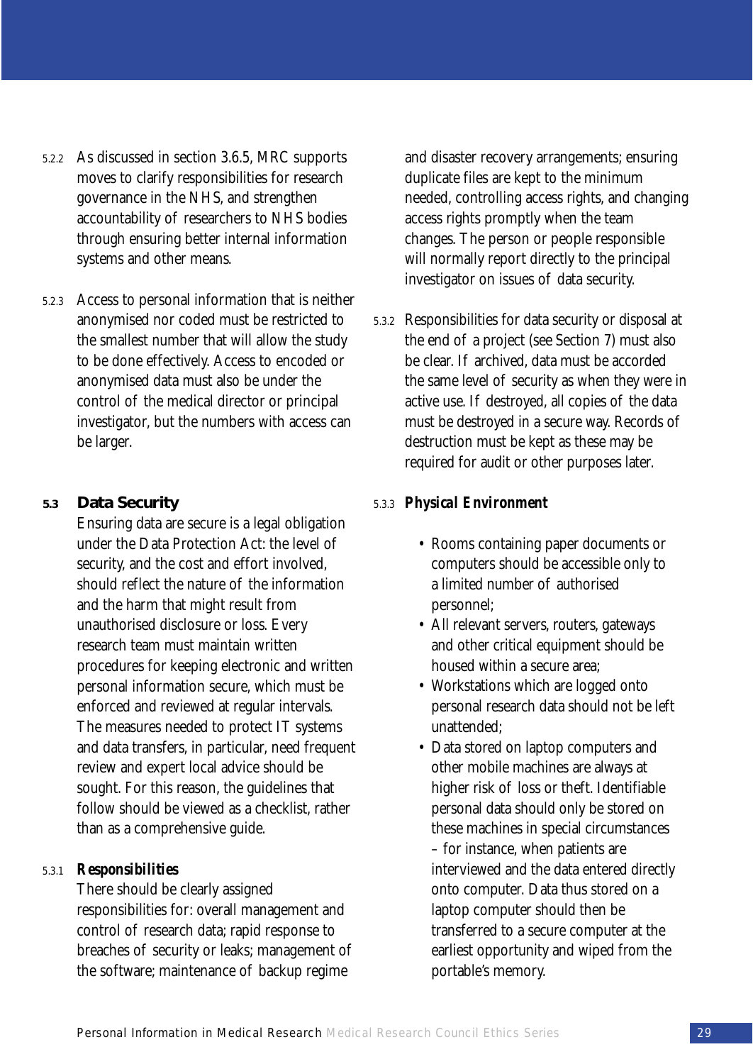5.2.2 As discussed in section 3.6.5, MRC supports moves to clarify responsibilities for research governance in the NHS, and strengthen accountability of researchers to NHS bodies through ensuring better internal information systems and other means.

5.2.3 Access to personal information that is neither anonymised nor coded must be restricted to the smallest number that will allow the study to be done effectively. Access to encoded or anonymised data must also be under the control of the medical director or principal investigator, but the numbers with access can be larger.

## 5.3 Data Security

Ensuring data are secure is a legal obligation under the Data Protection Act: the level of security, and the cost and effort involved, should reflect the nature of the information and the harm that might result from unauthorised disclosure or loss. Every research team must maintain written procedures for keeping electronic and written personal information secure, which must be enforced and reviewed at regular intervals. The measures needed to protect IT systems and data transfers, in particular, need frequent review and expert local advice should be sought. For this reason, the guidelines that follow should be viewed as a checklist, rather than as a comprehensive guide.

### 5.3.1 *Responsibilities*

There should be clearly assigned responsibilities for: overall management and control of research data; rapid response to breaches of security or leaks; management of the software; maintenance of backup regime and disaster recovery arrangements; ensuring duplicate files are kept to the minimum needed, controlling access rights, and changing access rights promptly when the team changes. The person or people responsible will normally report directly to the principal investigator on issues of data security.

5.3.2 Responsibilities for data security or disposal at the end of a project (see Section 7) must also be clear. If archived, data must be accorded the same level of security as when they were in active use. If destroyed, all copies of the data must be destroyed in a secure way. Records of destruction must be kept as these may be required for audit or other purposes later.

### 5.3.3 *Physical Environment*

- Rooms containing paper documents or computers should be accessible only to a limited number of authorised personnel;
- All relevant servers, routers, gateways and other critical equipment should be housed within a secure area;
- Workstations which are logged onto personal research data should not be left unattended;
- Data stored on laptop computers and other mobile machines are always at higher risk of loss or theft. Identifiable personal data should only be stored on these machines in special circumstances – for instance, when patients are interviewed and the data entered directly onto computer. Data thus stored on a laptop computer should then be transferred to a secure computer at the earliest opportunity and wiped from the portable's memory.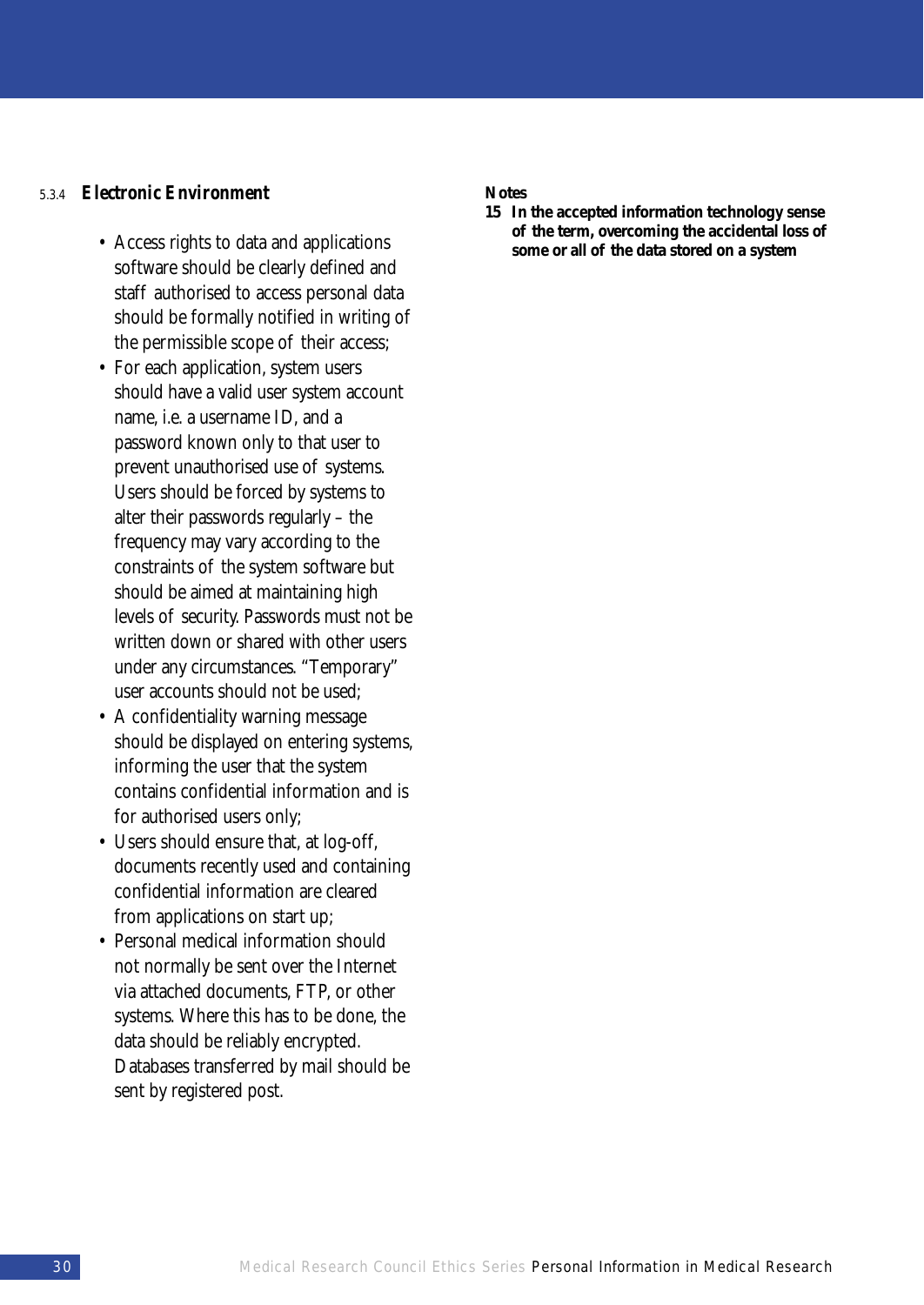#### 5.3.4 *Electronic Environment*

- Access rights to data and applications software should be clearly defined and staff authorised to access personal data should be formally notified in writing of the permissible scope of their access;
- For each application, system users should have a valid user system account name, i.e. a username ID, and a password known only to that user to prevent unauthorised use of systems. Users should be forced by systems to alter their passwords regularly – the frequency may vary according to the constraints of the system software but should be aimed at maintaining high levels of security. Passwords must not be written down or shared with other users under any circumstances. "Temporary" user accounts should not be used;
- A confidentiality warning message should be displayed on entering systems, informing the user that the system contains confidential information and is for authorised users only;
- Users should ensure that, at log-off, documents recently used and containing confidential information are cleared from applications on start up;
- Personal medical information should not normally be sent over the Internet via attached documents, FTP, or other systems. Where this has to be done, the data should be reliably encrypted. Databases transferred by mail should be sent by registered post.

**Notes**

**15 In the accepted information technology sense of the term, overcoming the accidental loss of some or all of the data stored on a system**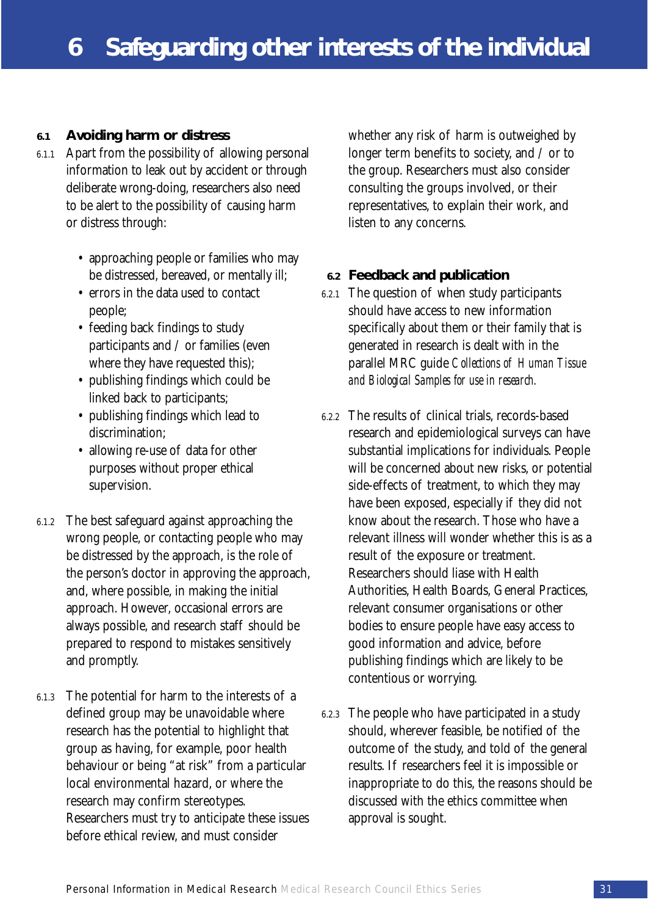# 6 Safeguarding other interests of the individual

## 6.1 Avoiding harm or distress

6.1.1 Apart from the possibility of allowing personal information to leak out by accident or through deliberate wrong-doing, researchers also need to be alert to the possibility of causing harm or distress through:

- approaching people or families who may be distressed, bereaved, or mentally ill;
- errors in the data used to contact people;
- feeding back findings to study participants and / or families (even where they have requested this);
- publishing findings which could be linked back to participants;
- publishing findings which lead to discrimination;
- allowing re-use of data for other purposes without proper ethical supervision.

6.1.2 The best safeguard against approaching the wrong people, or contacting people who may be distressed by the approach, is the role of the person's doctor in approving the approach, and, where possible, in making the initial approach. However, occasional errors are always possible, and research staff should be prepared to respond to mistakes sensitively and promptly.

6.1.3 The potential for harm to the interests of a defined group may be unavoidable where research has the potential to highlight that group as having, for example, poor health behaviour or being "at risk" from a particular local environmental hazard, or where the research may confirm stereotypes. Researchers must try to anticipate these issues before ethical review, and must consider whether any risk of harm is outweighed by longer term benefits to society, and / or to the group. Researchers must also consider consulting the groups involved, or their representatives, to explain their work, and listen to any concerns.

## 6.2 Feedback and publication

6.2.1 The question of when study participants should have access to new information specifically about them or their family that is generated in research is dealt with in the parallel MRC guide *Collections of Human Tissue and Biological Samples for use in research.*

6.2.2 The results of clinical trials, records-based research and epidemiological surveys can have substantial implications for individuals. People will be concerned about new risks, or potential side-effects of treatment, to which they may have been exposed, especially if they did not know about the research. Those who have a relevant illness will wonder whether this is as a result of the exposure or treatment. Researchers should liase with Health Authorities, Health Boards, General Practices, relevant consumer organisations or other bodies to ensure people have easy access to good information and advice, before publishing findings which are likely to be contentious or worrying.

6.2.3 The people who have participated in a study should, wherever feasible, be notified of the outcome of the study, and told of the general results. If researchers feel it is impossible or inappropriate to do this, the reasons should be discussed with the ethics committee when approval is sought.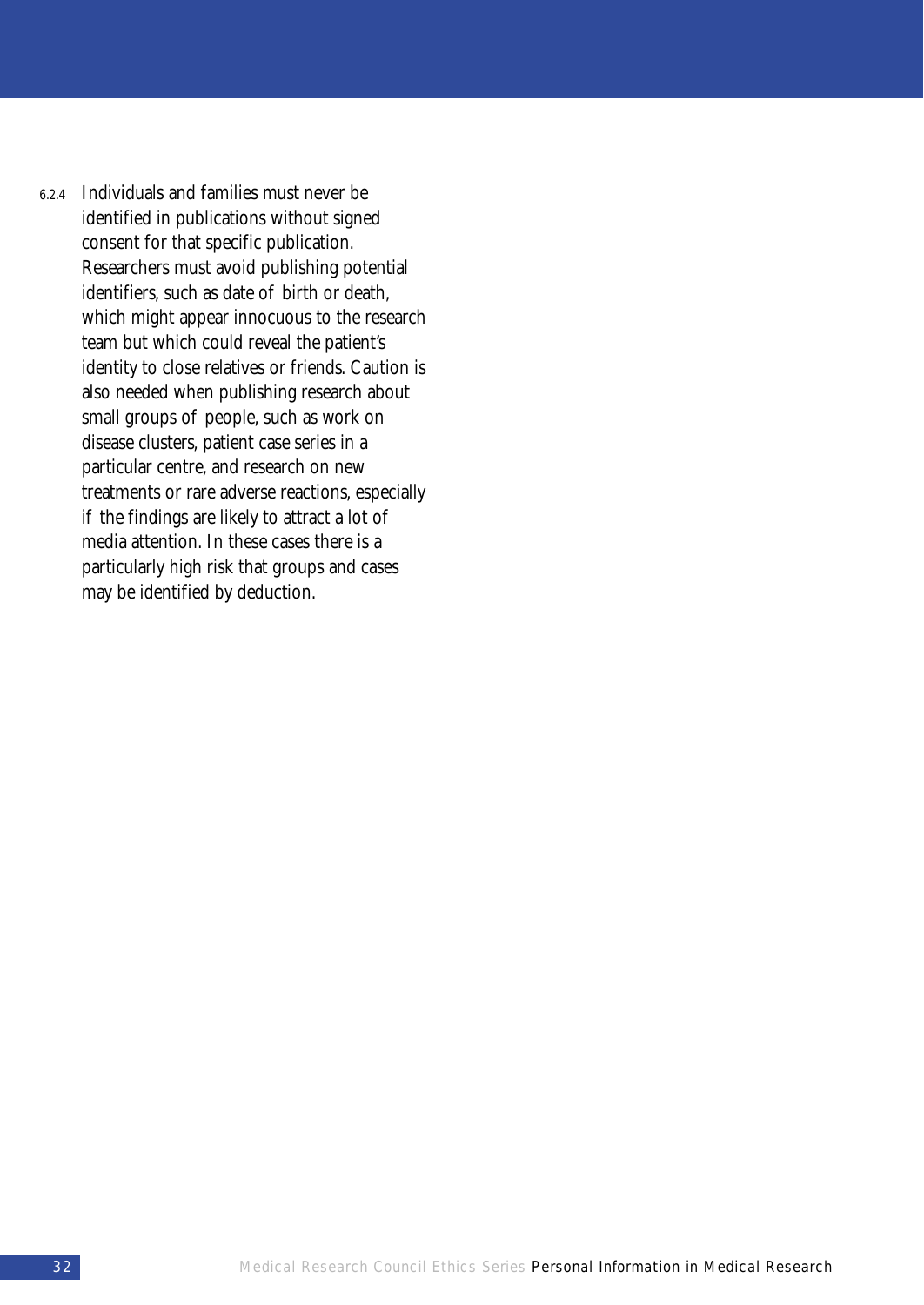6.2.4 Individuals and families must never be identified in publications without signed consent for that specific publication. Researchers must avoid publishing potential identifiers, such as date of birth or death, which might appear innocuous to the research team but which could reveal the patient's identity to close relatives or friends. Caution is also needed when publishing research about small groups of people, such as work on disease clusters, patient case series in a particular centre, and research on new treatments or rare adverse reactions, especially if the findings are likely to attract a lot of media attention. In these cases there is a particularly high risk that groups and cases may be identified by deduction.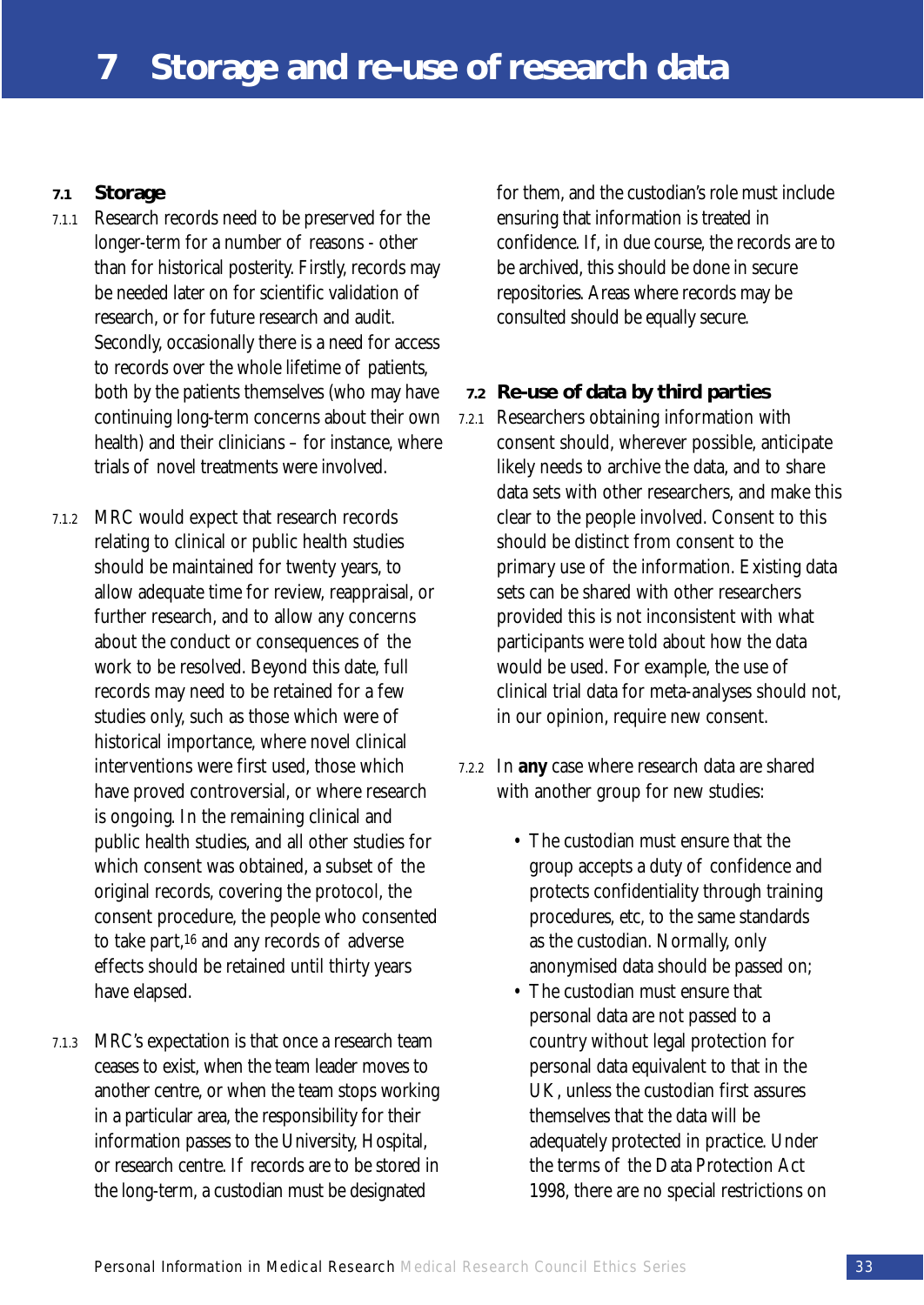# 7 Storage and re-use of research data

## 7.1 Storage

7.1.1 Research records need to be preserved for the longer-term for a number of reasons - other than for historical posterity. Firstly, records may be needed later on for scientific validation of research, or for future research and audit. Secondly, occasionally there is a need for access to records over the whole lifetime of patients, both by the patients themselves (who may have continuing long-term concerns about their own health) and their clinicians – for instance, where trials of novel treatments were involved.

7.1.2 MRC would expect that research records relating to clinical or public health studies should be maintained for twenty years, to allow adequate time for review, reappraisal, or further research, and to allow any concerns about the conduct or consequences of the work to be resolved. Beyond this date, full records may need to be retained for a few studies only, such as those which were of historical importance, where novel clinical interventions were first used, those which have proved controversial, or where research is ongoing. In the remaining clinical and public health studies, and all other studies for which consent was obtained, a subset of the original records, covering the protocol, the consent procedure, the people who consented to take part,[16] and any records of adverse effects should be retained until thirty years have elapsed.

7.1.3 MRC's expectation is that once a research team ceases to exist, when the team leader moves to another centre, or when the team stops working in a particular area, the responsibility for their information passes to the University, Hospital, or research centre. If records are to be stored in the long-term, a custodian must be designated for them, and the custodian's role must include ensuring that information is treated in confidence. If, in due course, the records are to be archived, this should be done in secure repositories. Areas where records may be consulted should be equally secure.

## 7.2 Re-use of data by third parties

7.2.1 Researchers obtaining information with consent should, wherever possible, anticipate likely needs to archive the data, and to share data sets with other researchers, and make this clear to the people involved. Consent to this should be distinct from consent to the primary use of the information. Existing data sets can be shared with other researchers provided this is not inconsistent with what participants were told about how the data would be used. For example, the use of clinical trial data for meta-analyses should not, in our opinion, require new consent.

7.2.2 In **any** case where research data are shared with another group for new studies:

- The custodian must ensure that the group accepts a duty of confidence and protects confidentiality through training procedures, etc, to the same standards as the custodian. Normally, only anonymised data should be passed on;
- The custodian must ensure that personal data are not passed to a country without legal protection for personal data equivalent to that in the UK, unless the custodian first assures themselves that the data will be adequately protected in practice. Under the terms of the Data Protection Act 1998, there are no special restrictions on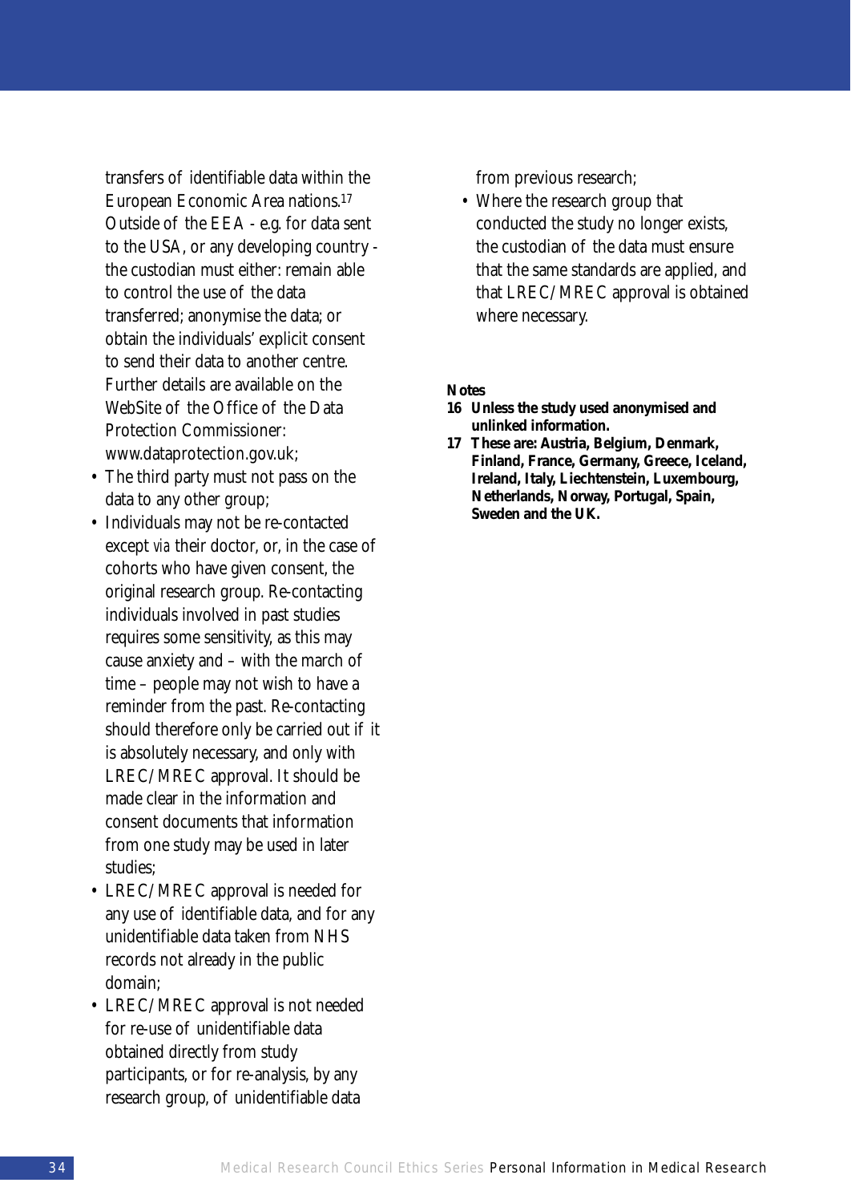transfers of identifiable data within the European Economic Area nations.[17] Outside of the EEA - e.g. for data sent to the USA, or any developing country - the custodian must either: remain able to control the use of the data transferred; anonymise the data; or obtain the individuals' explicit consent to send their data to another centre. Further details are available on the WebSite of the Office of the Data Protection Commissioner: www.dataprotection.gov.uk;

- The third party must not pass on the data to any other group;
- Individuals may not be re-contacted except *via* their doctor, or, in the case of cohorts who have given consent, the original research group. Re-contacting individuals involved in past studies requires some sensitivity, as this may cause anxiety and – with the march of time – people may not wish to have a reminder from the past. Re-contacting should therefore only be carried out if it is absolutely necessary, and only with LREC/MREC approval. It should be made clear in the information and consent documents that information from one study may be used in later studies;
- LREC/MREC approval is needed for any use of identifiable data, and for any unidentifiable data taken from NHS records not already in the public domain;
- LREC/MREC approval is not needed for re-use of unidentifiable data obtained directly from study participants, or for re-analysis, by any research group, of unidentifiable data from previous research;
- Where the research group that conducted the study no longer exists, the custodian of the data must ensure that the same standards are applied, and that LREC/MREC approval is obtained where necessary.

**Notes**

**16 Unless the study used anonymised and unlinked information.**

**17 These are: Austria, Belgium, Denmark, Finland, France, Germany, Greece, Iceland, Ireland, Italy, Liechtenstein, Luxembourg, Netherlands, Norway, Portugal, Spain, Sweden and the UK.**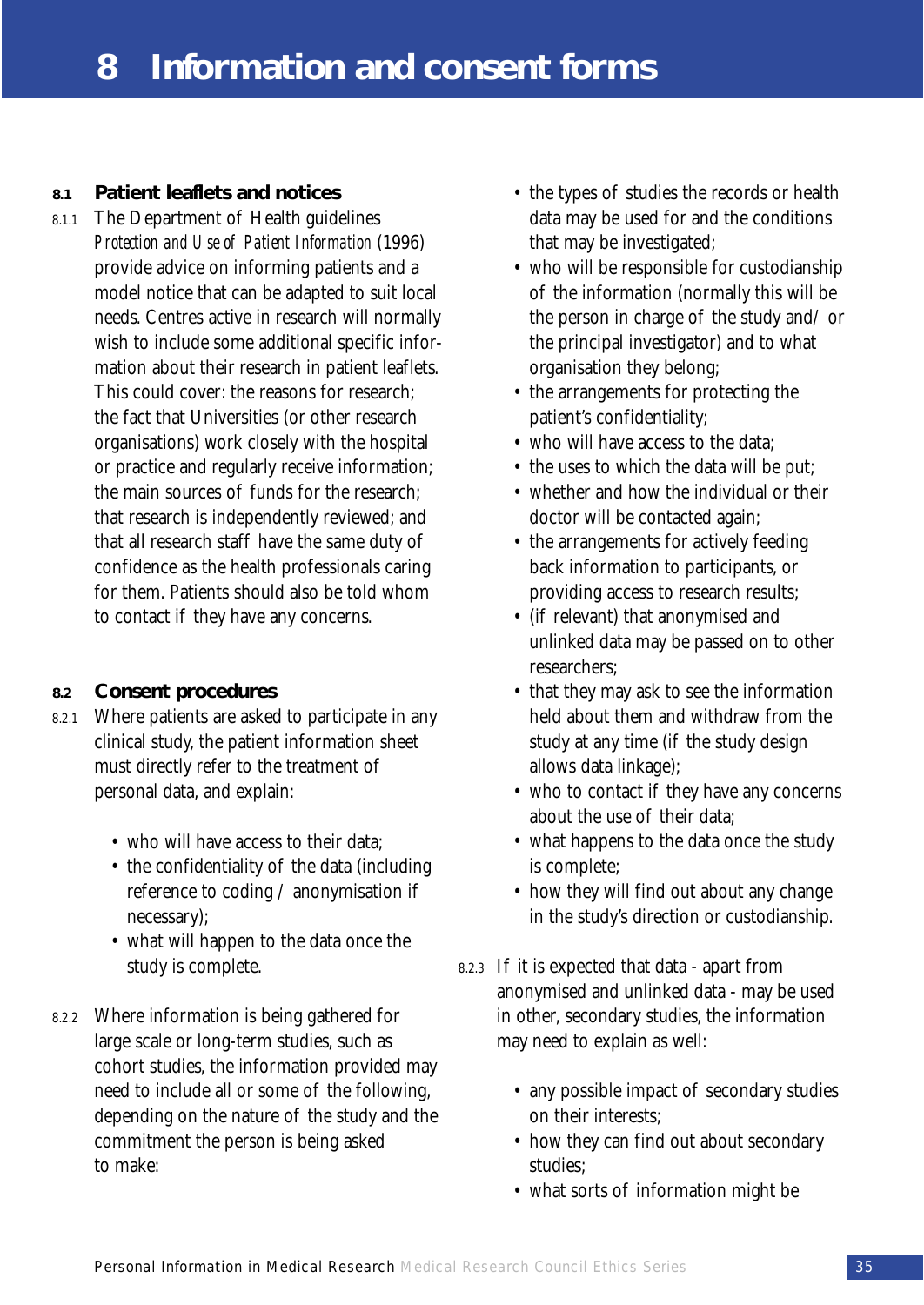# 8 Information and consent forms

## 8.1 Patient leaflets and notices

8.1.1 The Department of Health guidelines *Protection and Use of Patient Information* (1996) provide advice on informing patients and a model notice that can be adapted to suit local needs. Centres active in research will normally wish to include some additional specific information about their research in patient leaflets. This could cover: the reasons for research; the fact that Universities (or other research organisations) work closely with the hospital or practice and regularly receive information; the main sources of funds for the research; that research is independently reviewed; and that all research staff have the same duty of confidence as the health professionals caring for them. Patients should also be told whom to contact if they have any concerns.

## 8.2 Consent procedures

8.2.1 Where patients are asked to participate in any clinical study, the patient information sheet must directly refer to the treatment of personal data, and explain:

- who will have access to their data;
- the confidentiality of the data (including reference to coding / anonymisation if necessary);
- what will happen to the data once the study is complete.

8.2.2 Where information is being gathered for large scale or long-term studies, such as cohort studies, the information provided may need to include all or some of the following, depending on the nature of the study and the commitment the person is being asked to make:

- the types of studies the records or health data may be used for and the conditions that may be investigated;
- who will be responsible for custodianship of the information (normally this will be the person in charge of the study and/ or the principal investigator) and to what organisation they belong;
- the arrangements for protecting the patient's confidentiality;
- who will have access to the data;
- the uses to which the data will be put;
- whether and how the individual or their doctor will be contacted again;
- the arrangements for actively feeding back information to participants, or providing access to research results;
- (if relevant) that anonymised and unlinked data may be passed on to other researchers;
- that they may ask to see the information held about them and withdraw from the study at any time (if the study design allows data linkage);
- who to contact if they have any concerns about the use of their data;
- what happens to the data once the study is complete;
- how they will find out about any change in the study's direction or custodianship.

8.2.3 If it is expected that data - apart from anonymised and unlinked data - may be used in other, secondary studies, the information may need to explain as well:

- any possible impact of secondary studies on their interests;
- how they can find out about secondary studies;
- what sorts of information might be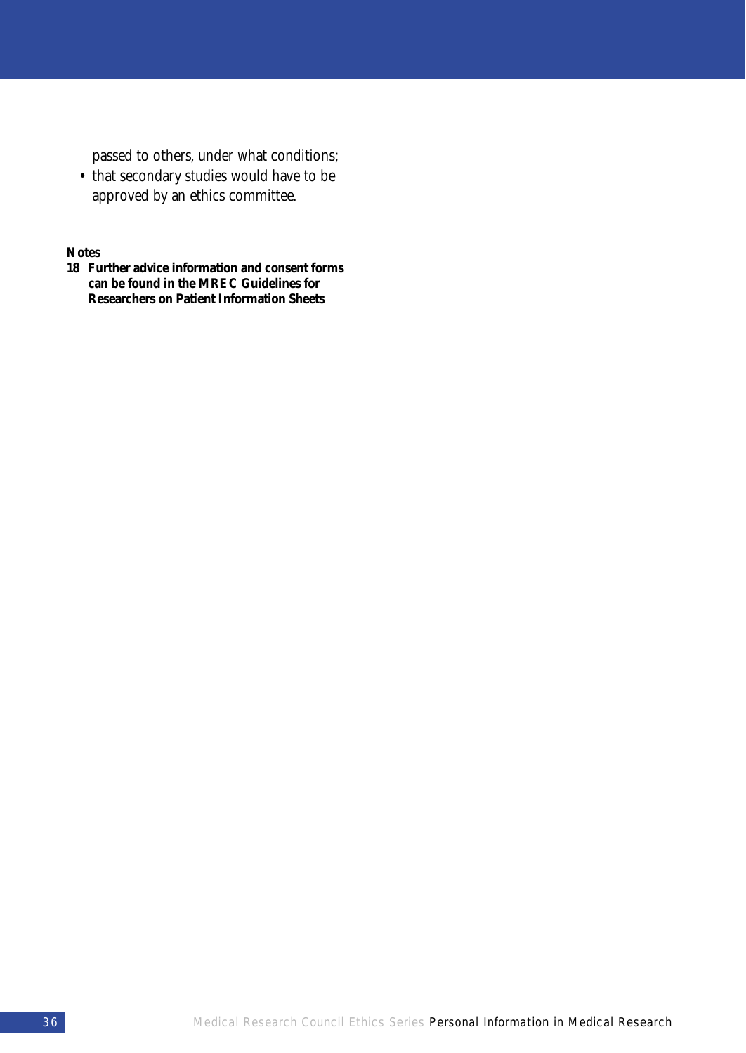passed to others, under what conditions;

- that secondary studies would have to be approved by an ethics committee.

**Notes**

**18 Further advice information and consent forms can be found in the MREC Guidelines for Researchers on Patient Information Sheets**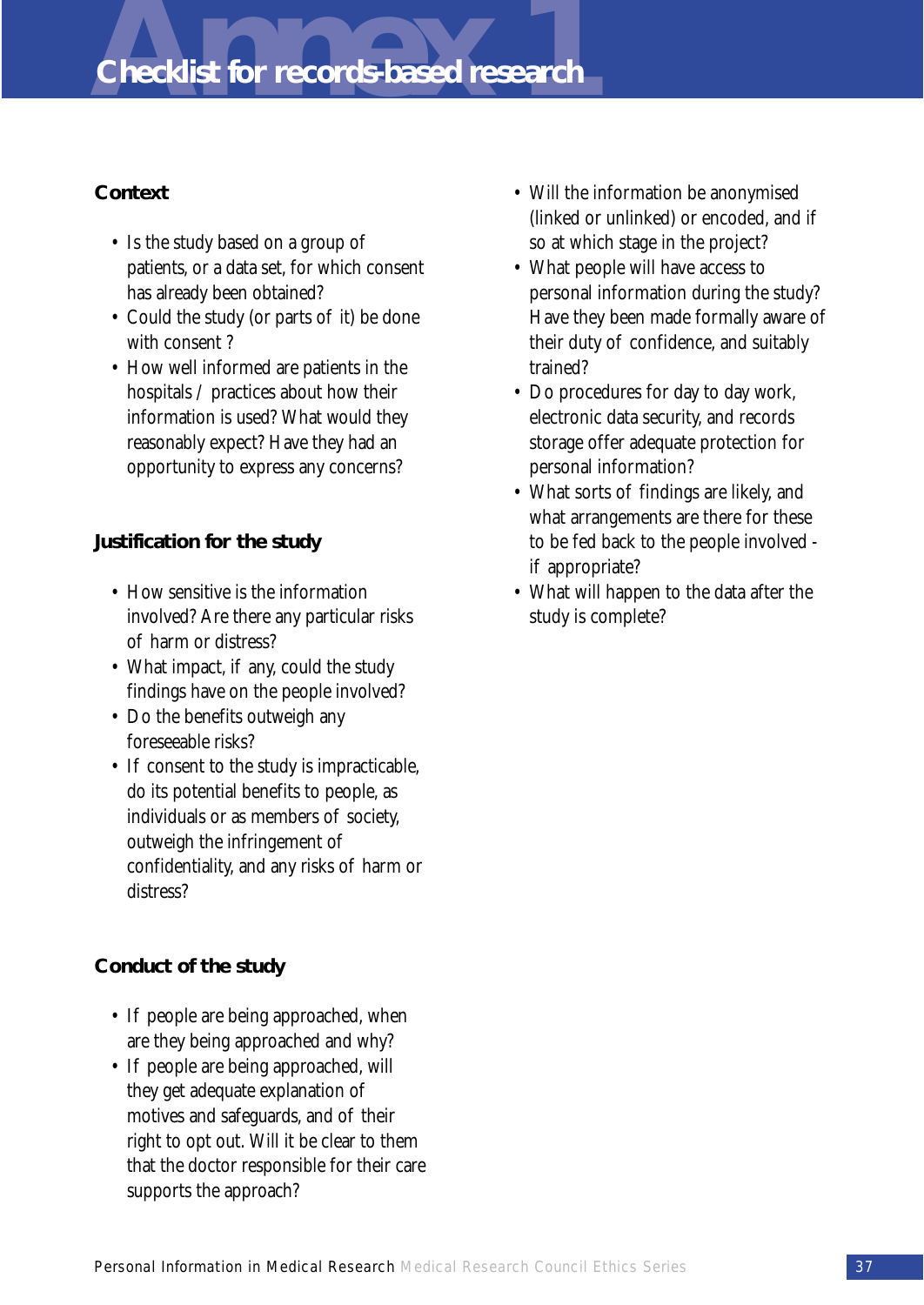# Annex 1

## Checklist for records-based research

### Context

- Is the study based on a group of patients, or a data set, for which consent has already been obtained?
- Could the study (or parts of it) be done with consent ?
- How well informed are patients in the hospitals / practices about how their information is used? What would they reasonably expect? Have they had an opportunity to express any concerns?

### Justification for the study

- How sensitive is the information involved? Are there any particular risks of harm or distress?
- What impact, if any, could the study findings have on the people involved?
- Do the benefits outweigh any foreseeable risks?
- If consent to the study is impracticable, do its potential benefits to people, as individuals or as members of society, outweigh the infringement of confidentiality, and any risks of harm or distress?

### Conduct of the study

- If people are being approached, when are they being approached and why?
- If people are being approached, will they get adequate explanation of motives and safeguards, and of their right to opt out. Will it be clear to them that the doctor responsible for their care supports the approach?
- Will the information be anonymised (linked or unlinked) or encoded, and if so at which stage in the project?
- What people will have access to personal information during the study? Have they been made formally aware of their duty of confidence, and suitably trained?
- Do procedures for day to day work, electronic data security, and records storage offer adequate protection for personal information?
- What sorts of findings are likely, and what arrangements are there for these to be fed back to the people involved - if appropriate?
- What will happen to the data after the study is complete?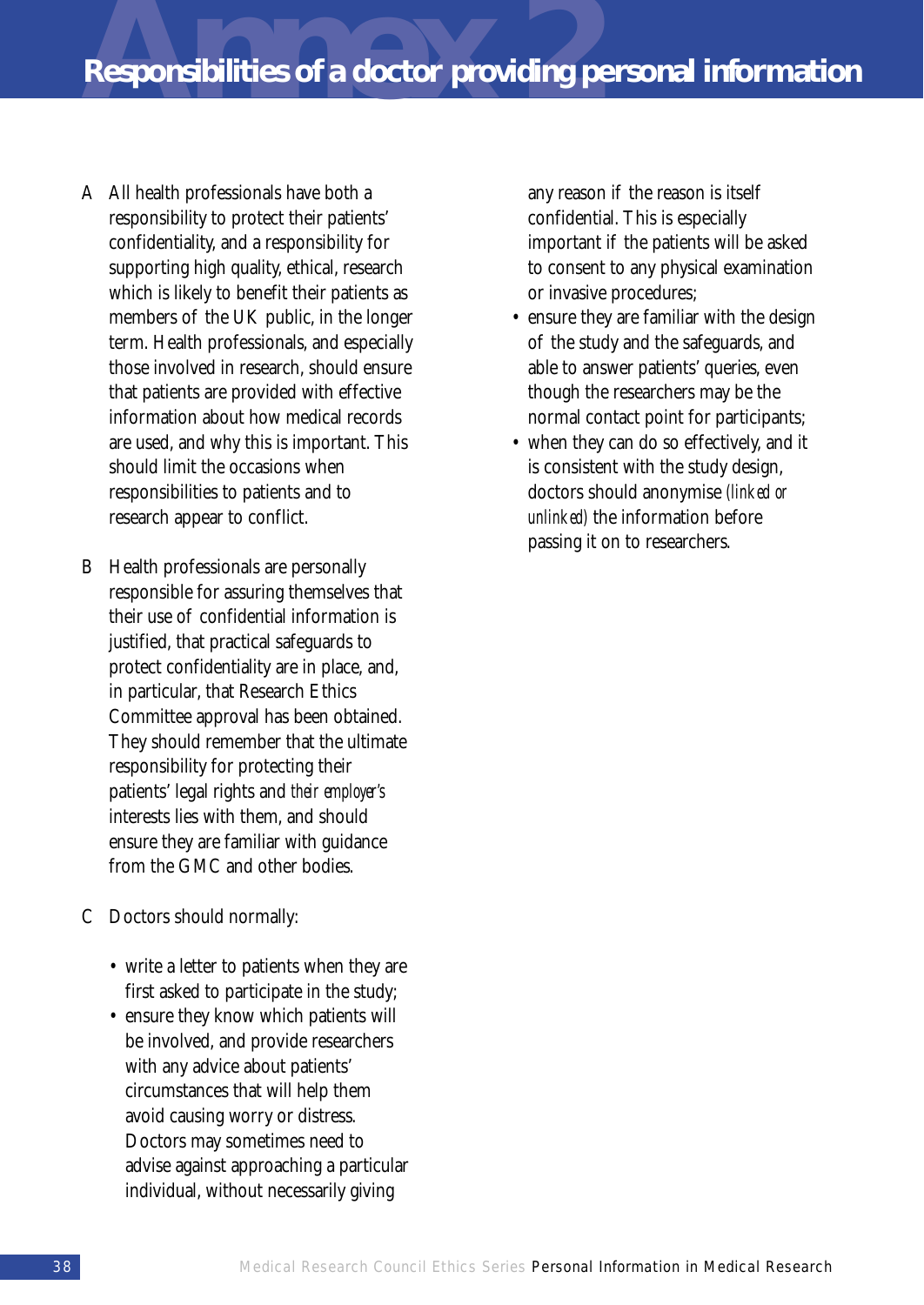# Annex 2

## Responsibilities of a doctor providing personal information

A All health professionals have both a responsibility to protect their patients' confidentiality, and a responsibility for supporting high quality, ethical, research which is likely to benefit their patients as members of the UK public, in the longer term. Health professionals, and especially those involved in research, should ensure that patients are provided with effective information about how medical records are used, and why this is important. This should limit the occasions when responsibilities to patients and to research appear to conflict.

B Health professionals are personally responsible for assuring themselves that their use of confidential information is justified, that practical safeguards to protect confidentiality are in place, and, in particular, that Research Ethics Committee approval has been obtained. They should remember that the ultimate responsibility for protecting their patients' legal rights and *their employer's* interests lies with them, and should ensure they are familiar with guidance from the GMC and other bodies.

C Doctors should normally:

- write a letter to patients when they are first asked to participate in the study;
- ensure they know which patients will be involved, and provide researchers with any advice about patients' circumstances that will help them avoid causing worry or distress. Doctors may sometimes need to advise against approaching a particular individual, without necessarily giving any reason if the reason is itself confidential. This is especially important if the patients will be asked to consent to any physical examination or invasive procedures;
- ensure they are familiar with the design of the study and the safeguards, and able to answer patients' queries, even though the researchers may be the normal contact point for participants;
- when they can do so effectively, and it is consistent with the study design, doctors should anonymise *(linked or unlinked)* the information before passing it on to researchers.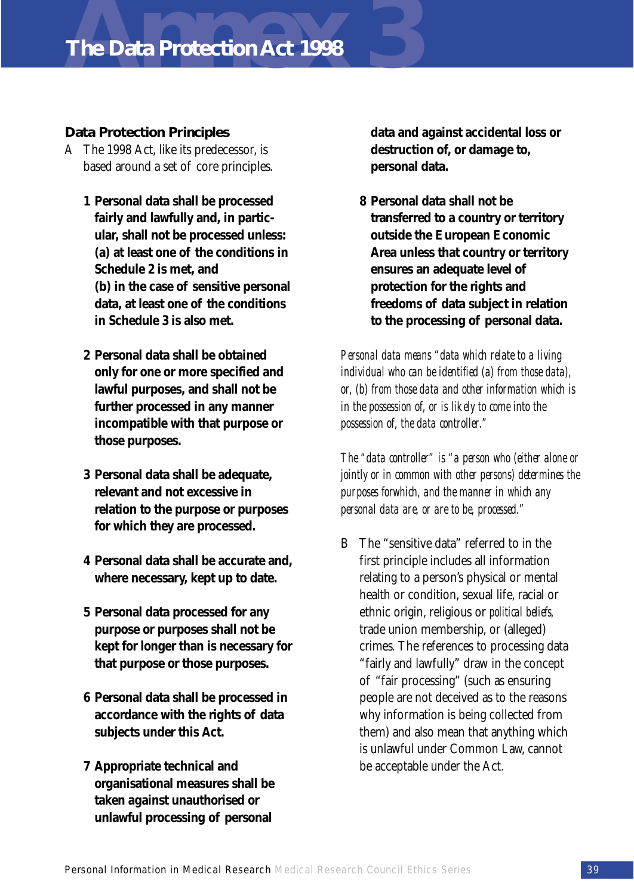# Annex 3 The Data Protection Act 1998

## Data Protection Principles

A The 1998 Act, like its predecessor, is based around a set of core principles.

**1 Personal data shall be processed fairly and lawfully and, in particular, shall not be processed unless: (a) at least one of the conditions in Schedule 2 is met, and (b) in the case of sensitive personal data, at least one of the conditions in Schedule 3 is also met.**

**2 Personal data shall be obtained only for one or more specified and lawful purposes, and shall not be further processed in any manner incompatible with that purpose or those purposes.**

**3 Personal data shall be adequate, relevant and not excessive in relation to the purpose or purposes for which they are processed.**

**4 Personal data shall be accurate and, where necessary, kept up to date.**

**5 Personal data processed for any purpose or purposes shall not be kept for longer than is necessary for that purpose or those purposes.**

**6 Personal data shall be processed in accordance with the rights of data subjects under this Act.**

**7 Appropriate technical and organisational measures shall be taken against unauthorised or unlawful processing of personal data and against accidental loss or destruction of, or damage to, personal data.**

**8 Personal data shall not be transferred to a country or territory outside the European Economic Area unless that country or territory ensures an adequate level of protection for the rights and freedoms of data subject in relation to the processing of personal data.**

*Personal data means "data which relate to a living individual who can be identified (a) from those data), or, (b) from those data and other information which is in the possession of, or is likely to come into the possession of, the data controller."*

*The "data controller" is "a person who (either alone or jointly or in common with other persons) determines the purposes forwhich, and the manner in which any personal data are, or are to be, processed."*

B The "sensitive data" referred to in the first principle includes all information relating to a person's physical or mental health or condition, sexual life, racial or ethnic origin, religious or *political beliefs*, trade union membership, or (alleged) crimes. The references to processing data "fairly and lawfully" draw in the concept of "fair processing" (such as ensuring people are not deceived as to the reasons why information is being collected from them) and also mean that anything which is unlawful under Common Law, cannot be acceptable under the Act.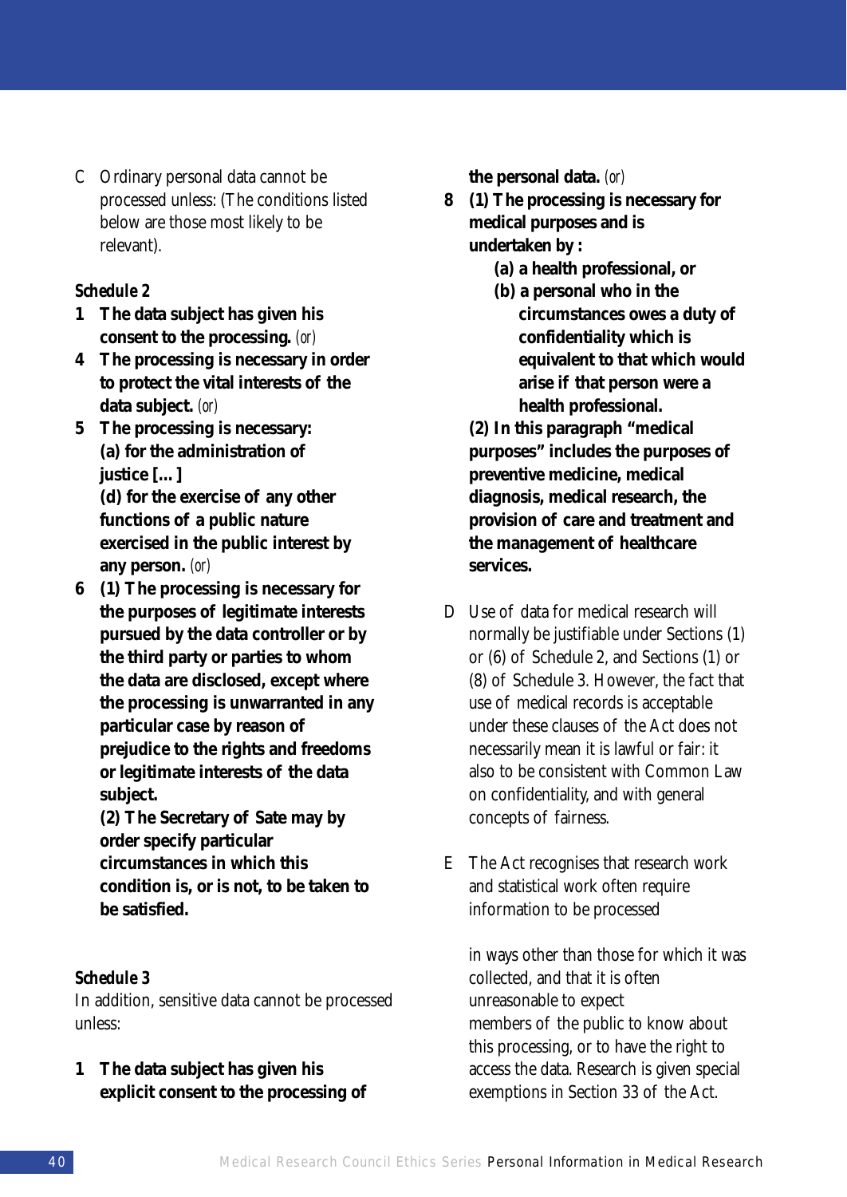C Ordinary personal data cannot be processed unless: (The conditions listed below are those most likely to be relevant).

*Schedule 2*

**1 The data subject has given his consent to the processing.** *(or)*

**4 The processing is necessary in order to protect the vital interests of the data subject.** *(or)*

**5 The processing is necessary:**
**(a) for the administration of justice [...]**
**(d) for the exercise of any other functions of a public nature exercised in the public interest by any person.** *(or)*

**6 (1) The processing is necessary for the purposes of legitimate interests pursued by the data controller or by the third party or parties to whom the data are disclosed, except where the processing is unwarranted in any particular case by reason of prejudice to the rights and freedoms or legitimate interests of the data subject.**
**(2) The Secretary of Sate may by order specify particular circumstances in which this condition is, or is not, to be taken to be satisfied.**

*Schedule 3*

In addition, sensitive data cannot be processed unless:

**1 The data subject has given his explicit consent to the processing of the personal data.** *(or)*

**8 (1) The processing is necessary for medical purposes and is undertaken by :**
**(a) a health professional, or**
**(b) a personal who in the circumstances owes a duty of confidentiality which is equivalent to that which would arise if that person were a health professional.**
**(2) In this paragraph "medical purposes" includes the purposes of preventive medicine, medical diagnosis, medical research, the provision of care and treatment and the management of healthcare services.**

D Use of data for medical research will normally be justifiable under Sections (1) or (6) of Schedule 2, and Sections (1) or (8) of Schedule 3. However, the fact that use of medical records is acceptable under these clauses of the Act does not necessarily mean it is lawful or fair: it also to be consistent with Common Law on confidentiality, and with general concepts of fairness.

E The Act recognises that research work and statistical work often require information to be processed in ways other than those for which it was collected, and that it is often unreasonable to expect members of the public to know about this processing, or to have the right to access the data. Research is given special exemptions in Section 33 of the Act.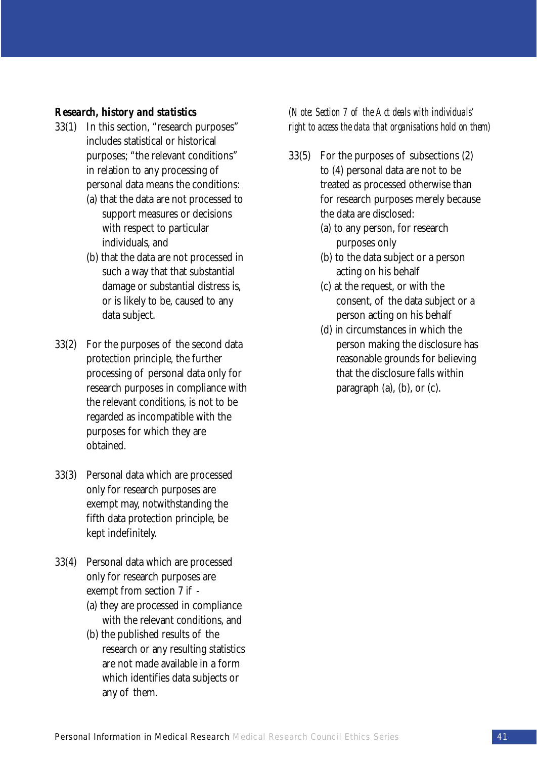***Research, history and statistics***

33(1) In this section, "research purposes" includes statistical or historical purposes; "the relevant conditions" in relation to any processing of personal data means the conditions:

(a) that the data are not processed to support measures or decisions with respect to particular individuals, and

(b) that the data are not processed in such a way that substantial damage or substantial distress is, or is likely to be, caused to any data subject.

33(2) For the purposes of the second data protection principle, the further processing of personal data only for research purposes in compliance with the relevant conditions, is not to be regarded as incompatible with the purposes for which they are obtained.

33(3) Personal data which are processed only for research purposes are exempt may, notwithstanding the fifth data protection principle, be kept indefinitely.

33(4) Personal data which are processed only for research purposes are exempt from section 7 if -

(a) they are processed in compliance with the relevant conditions, and

(b) the published results of the research or any resulting statistics are not made available in a form which identifies data subjects or any of them.

*(Note: Section 7 of the Act deals with individuals' right to access the data that organisations hold on them)*

33(5) For the purposes of subsections (2) to (4) personal data are not to be treated as processed otherwise than for research purposes merely because the data are disclosed:

(a) to any person, for research purposes only

(b) to the data subject or a person acting on his behalf

(c) at the request, or with the consent, of the data subject or a person acting on his behalf

(d) in circumstances in which the person making the disclosure has reasonable grounds for believing that the disclosure falls within paragraph (a), (b), or (c).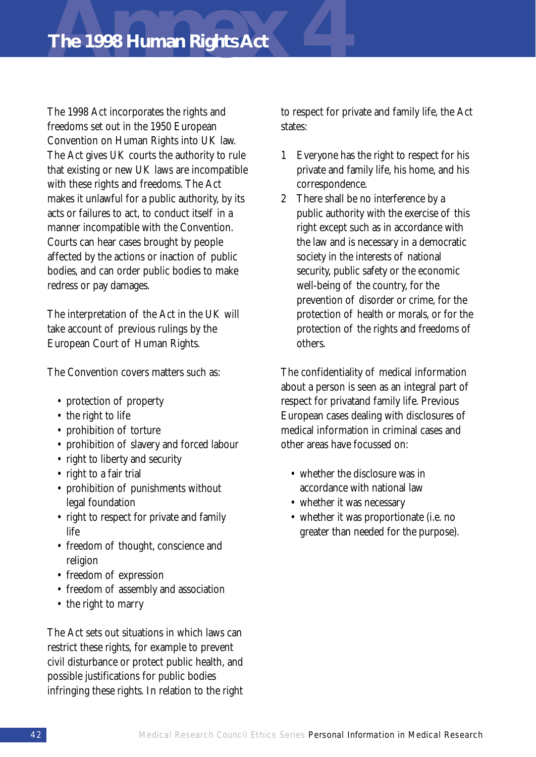# Annex 4

## The 1998 Human Rights Act

The 1998 Act incorporates the rights and freedoms set out in the 1950 European Convention on Human Rights into UK law. The Act gives UK courts the authority to rule that existing or new UK laws are incompatible with these rights and freedoms. The Act makes it unlawful for a public authority, by its acts or failures to act, to conduct itself in a manner incompatible with the Convention. Courts can hear cases brought by people affected by the actions or inaction of public bodies, and can order public bodies to make redress or pay damages.

The interpretation of the Act in the UK will take account of previous rulings by the European Court of Human Rights.

The Convention covers matters such as:

- protection of property
- the right to life
- prohibition of torture
- prohibition of slavery and forced labour
- right to liberty and security
- right to a fair trial
- prohibition of punishments without legal foundation
- right to respect for private and family life
- freedom of thought, conscience and religion
- freedom of expression
- freedom of assembly and association
- the right to marry

The Act sets out situations in which laws can restrict these rights, for example to prevent civil disturbance or protect public health, and possible justifications for public bodies infringing these rights. In relation to the right to respect for private and family life, the Act states:

1. Everyone has the right to respect for his private and family life, his home, and his correspondence.
2. There shall be no interference by a public authority with the exercise of this right except such as in accordance with the law and is necessary in a democratic society in the interests of national security, public safety or the economic well-being of the country, for the prevention of disorder or crime, for the protection of health or morals, or for the protection of the rights and freedoms of others.

The confidentiality of medical information about a person is seen as an integral part of respect for privatand family life. Previous European cases dealing with disclosures of medical information in criminal cases and other areas have focussed on:

- whether the disclosure was in accordance with national law
- whether it was necessary
- whether it was proportionate (i.e. no greater than needed for the purpose).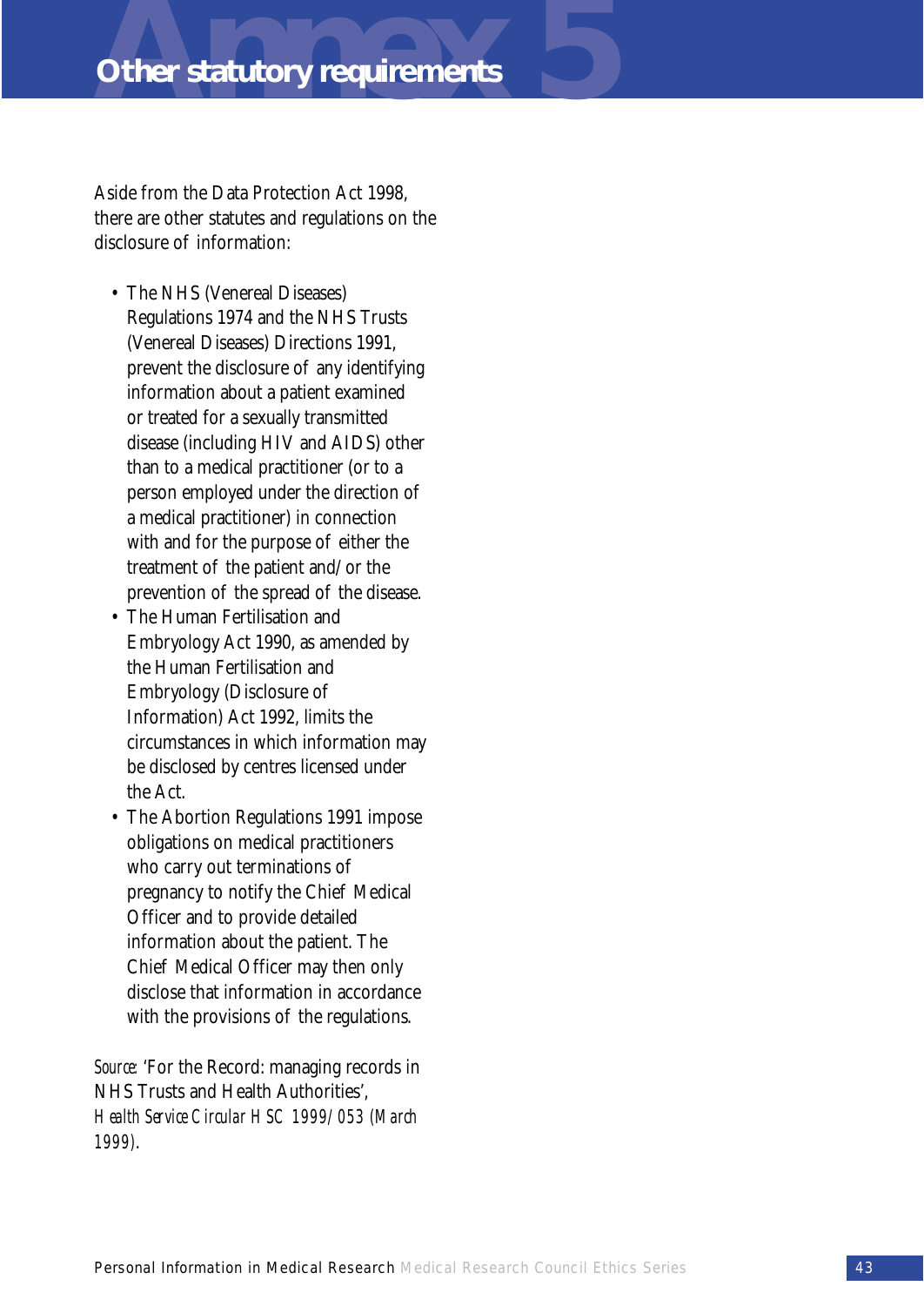# Annex 5

## Other statutory requirements

Aside from the Data Protection Act 1998, there are other statutes and regulations on the disclosure of information:

- The NHS (Venereal Diseases) Regulations 1974 and the NHS Trusts (Venereal Diseases) Directions 1991, prevent the disclosure of any identifying information about a patient examined or treated for a sexually transmitted disease (including HIV and AIDS) other than to a medical practitioner (or to a person employed under the direction of a medical practitioner) in connection with and for the purpose of either the treatment of the patient and/or the prevention of the spread of the disease.
- The Human Fertilisation and Embryology Act 1990, as amended by the Human Fertilisation and Embryology (Disclosure of Information) Act 1992, limits the circumstances in which information may be disclosed by centres licensed under the Act.
- The Abortion Regulations 1991 impose obligations on medical practitioners who carry out terminations of pregnancy to notify the Chief Medical Officer and to provide detailed information about the patient. The Chief Medical Officer may then only disclose that information in accordance with the provisions of the regulations.

*Source:* 'For the Record: managing records in NHS Trusts and Health Authorities', *Health Service Circular HSC 1999/053 (March 1999)*.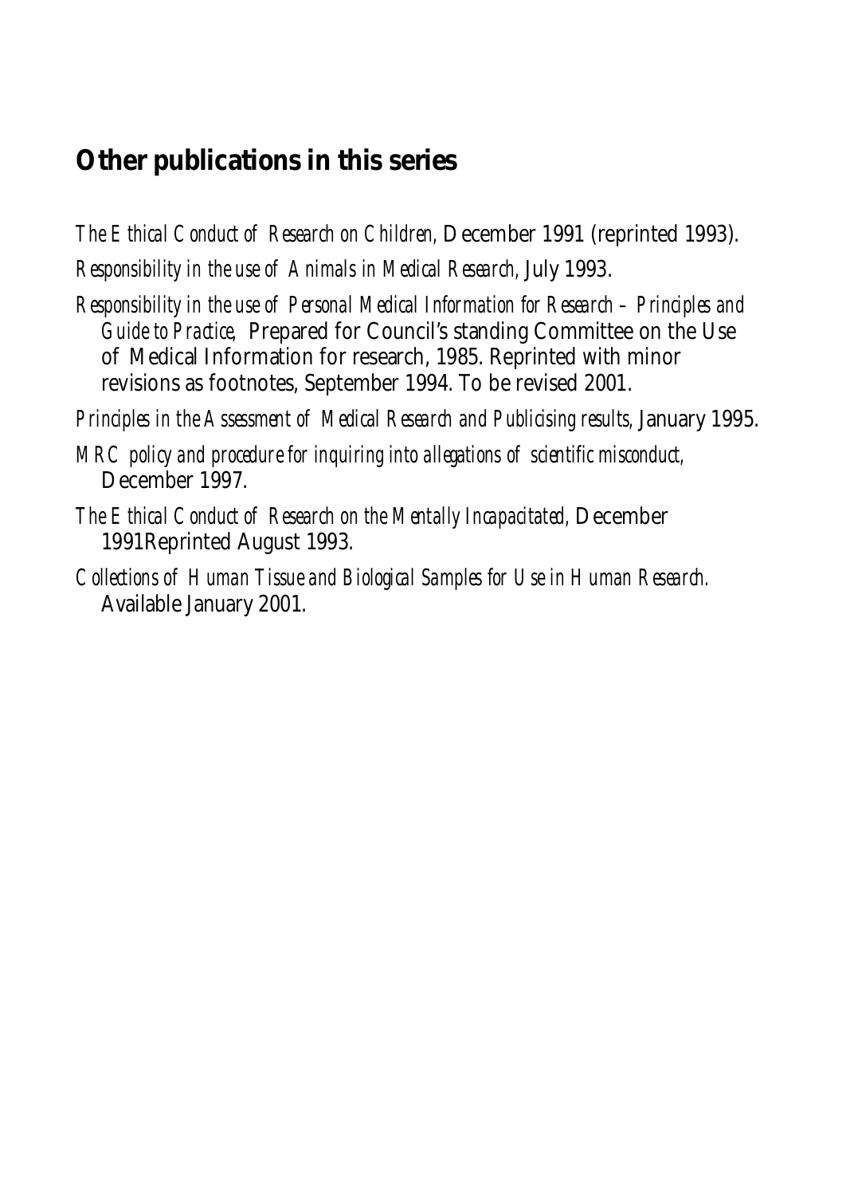## Other publications in this series

*The Ethical Conduct of Research on Children,* December 1991 (reprinted 1993).

*Responsibility in the use of Animals in Medical Research,* July 1993.

*Responsibility in the use of Personal Medical Information for Research – Principles and Guide to Practice,* Prepared for Council's standing Committee on the Use of Medical Information for research, 1985. Reprinted with minor revisions as footnotes, September 1994. To be revised 2001.

*Principles in the Assessment of Medical Research and Publicising results,* January 1995.

*MRC policy and procedure for inquiring into allegations of scientific misconduct,* December 1997.

*The Ethical Conduct of Research on the Mentally Incapacitated,* December 1991Reprinted August 1993.

*Collections of Human Tissue and Biological Samples for Use in Human Research.* Available January 2001.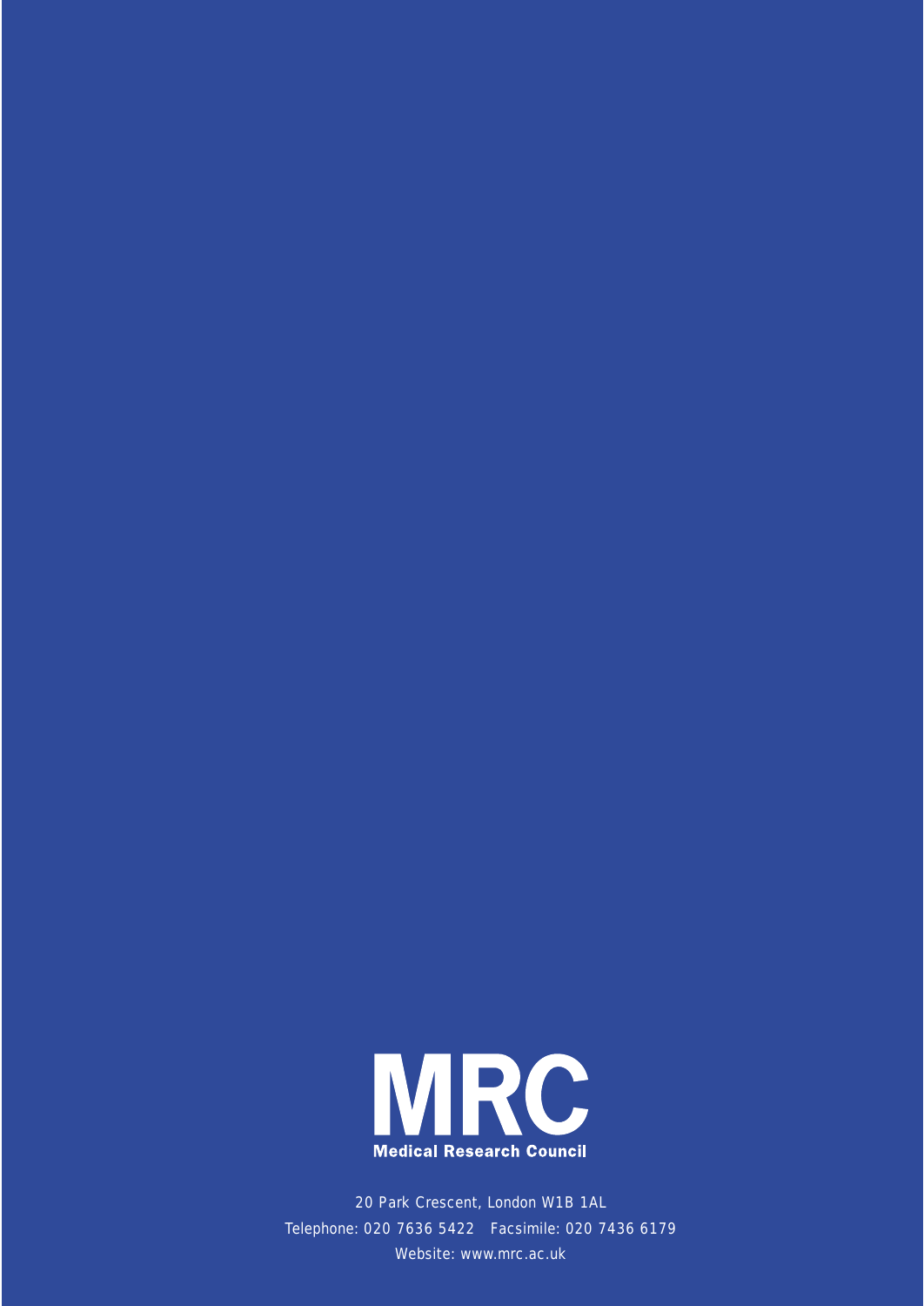**MRC**

**Medical Research Council**

20 Park Crescent, London W1B 1AL

Telephone: 020 7636 5422 Facsimile: 020 7436 6179

Website: www.mrc.ac.uk